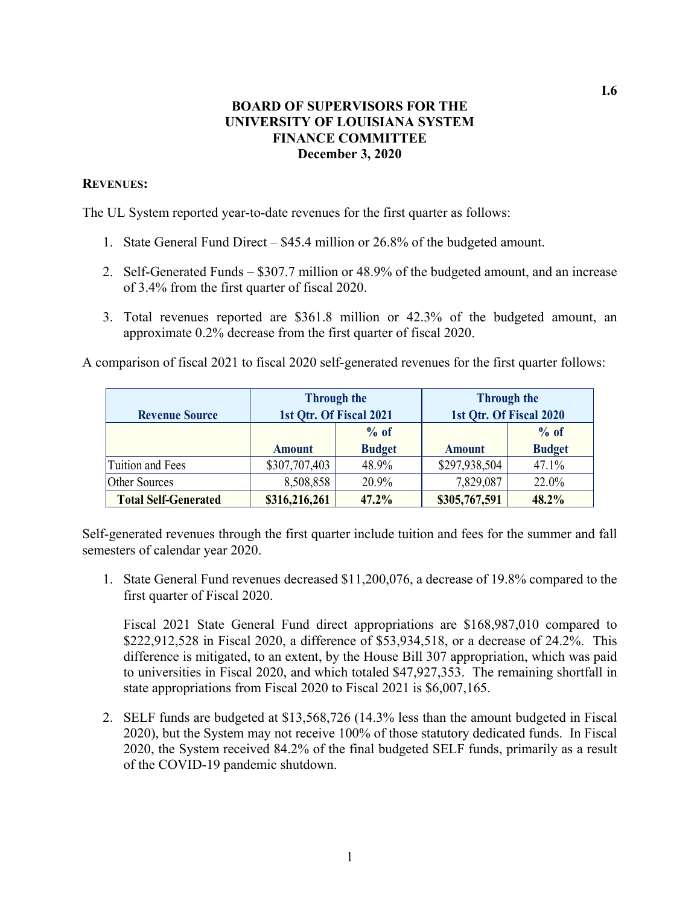I.6

**BOARD OF SUPERVISORS FOR THE**
**UNIVERSITY OF LOUISIANA SYSTEM**
**FINANCE COMMITTEE**
**December 3, 2020**

**REVENUES:**

The UL System reported year-to-date revenues for the first quarter as follows:

1. State General Fund Direct – $45.4 million or 26.8% of the budgeted amount.

2. Self-Generated Funds – $307.7 million or 48.9% of the budgeted amount, and an increase of 3.4% from the first quarter of fiscal 2020.

3. Total revenues reported are $361.8 million or 42.3% of the budgeted amount, an approximate 0.2% decrease from the first quarter of fiscal 2020.

A comparison of fiscal 2021 to fiscal 2020 self-generated revenues for the first quarter follows:

| Revenue Source | Through the 1st Qtr. Of Fiscal 2021 | | Through the 1st Qtr. Of Fiscal 2020 | |
|---|---|---|---|---|
| | Amount | % of Budget | Amount | % of Budget |
| Tuition and Fees | $307,707,403 | 48.9% | $297,938,504 | 47.1% |
| Other Sources | 8,508,858 | 20.9% | 7,829,087 | 22.0% |
| **Total Self-Generated** | **$316,216,261** | **47.2%** | **$305,767,591** | **48.2%** |

Self-generated revenues through the first quarter include tuition and fees for the summer and fall semesters of calendar year 2020.

1. State General Fund revenues decreased $11,200,076, a decrease of 19.8% compared to the first quarter of Fiscal 2020.

   Fiscal 2021 State General Fund direct appropriations are $168,987,010 compared to $222,912,528 in Fiscal 2020, a difference of $53,934,518, or a decrease of 24.2%. This difference is mitigated, to an extent, by the House Bill 307 appropriation, which was paid to universities in Fiscal 2020, and which totaled $47,927,353. The remaining shortfall in state appropriations from Fiscal 2020 to Fiscal 2021 is $6,007,165.

2. SELF funds are budgeted at $13,568,726 (14.3% less than the amount budgeted in Fiscal 2020), but the System may not receive 100% of those statutory dedicated funds. In Fiscal 2020, the System received 84.2% of the final budgeted SELF funds, primarily as a result of the COVID-19 pandemic shutdown.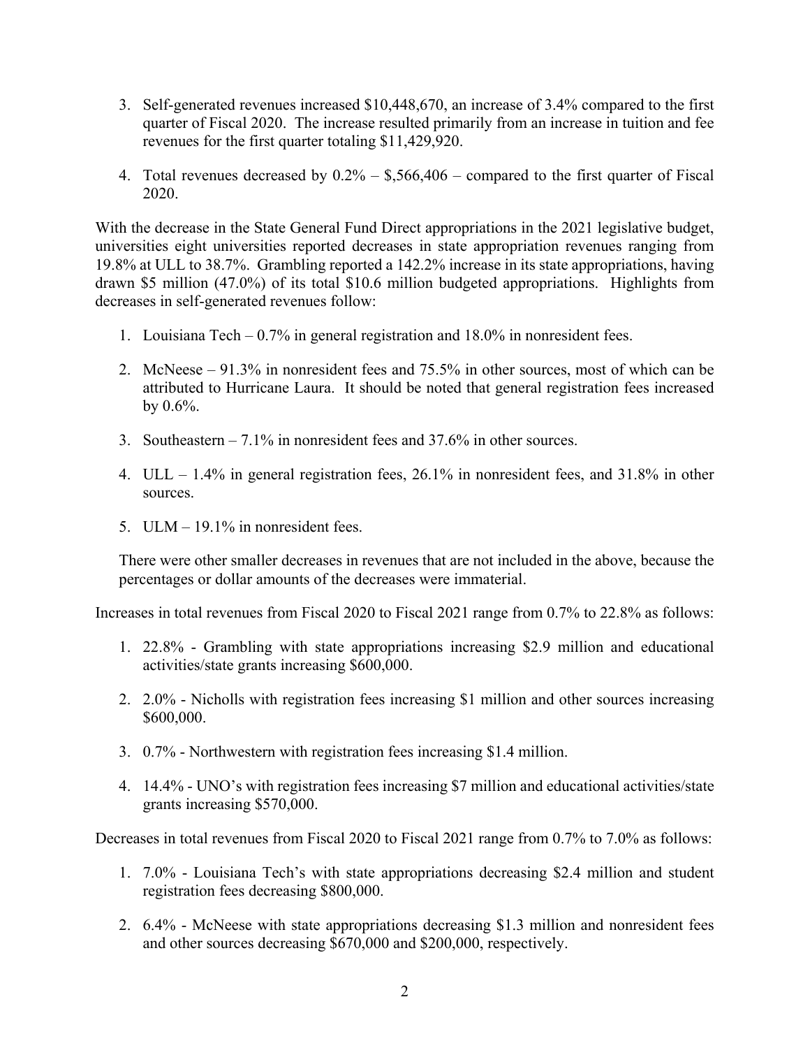3. Self-generated revenues increased $10,448,670, an increase of 3.4% compared to the first quarter of Fiscal 2020. The increase resulted primarily from an increase in tuition and fee revenues for the first quarter totaling $11,429,920.

4. Total revenues decreased by 0.2% – $,566,406 – compared to the first quarter of Fiscal 2020.

With the decrease in the State General Fund Direct appropriations in the 2021 legislative budget, universities eight universities reported decreases in state appropriation revenues ranging from 19.8% at ULL to 38.7%. Grambling reported a 142.2% increase in its state appropriations, having drawn $5 million (47.0%) of its total $10.6 million budgeted appropriations. Highlights from decreases in self-generated revenues follow:

1. Louisiana Tech – 0.7% in general registration and 18.0% in nonresident fees.

2. McNeese – 91.3% in nonresident fees and 75.5% in other sources, most of which can be attributed to Hurricane Laura. It should be noted that general registration fees increased by 0.6%.

3. Southeastern – 7.1% in nonresident fees and 37.6% in other sources.

4. ULL – 1.4% in general registration fees, 26.1% in nonresident fees, and 31.8% in other sources.

5. ULM – 19.1% in nonresident fees.

There were other smaller decreases in revenues that are not included in the above, because the percentages or dollar amounts of the decreases were immaterial.

Increases in total revenues from Fiscal 2020 to Fiscal 2021 range from 0.7% to 22.8% as follows:

1. 22.8% - Grambling with state appropriations increasing $2.9 million and educational activities/state grants increasing $600,000.

2. 2.0% - Nicholls with registration fees increasing $1 million and other sources increasing $600,000.

3. 0.7% - Northwestern with registration fees increasing $1.4 million.

4. 14.4% - UNO's with registration fees increasing $7 million and educational activities/state grants increasing $570,000.

Decreases in total revenues from Fiscal 2020 to Fiscal 2021 range from 0.7% to 7.0% as follows:

1. 7.0% - Louisiana Tech's with state appropriations decreasing $2.4 million and student registration fees decreasing $800,000.

2. 6.4% - McNeese with state appropriations decreasing $1.3 million and nonresident fees and other sources decreasing $670,000 and $200,000, respectively.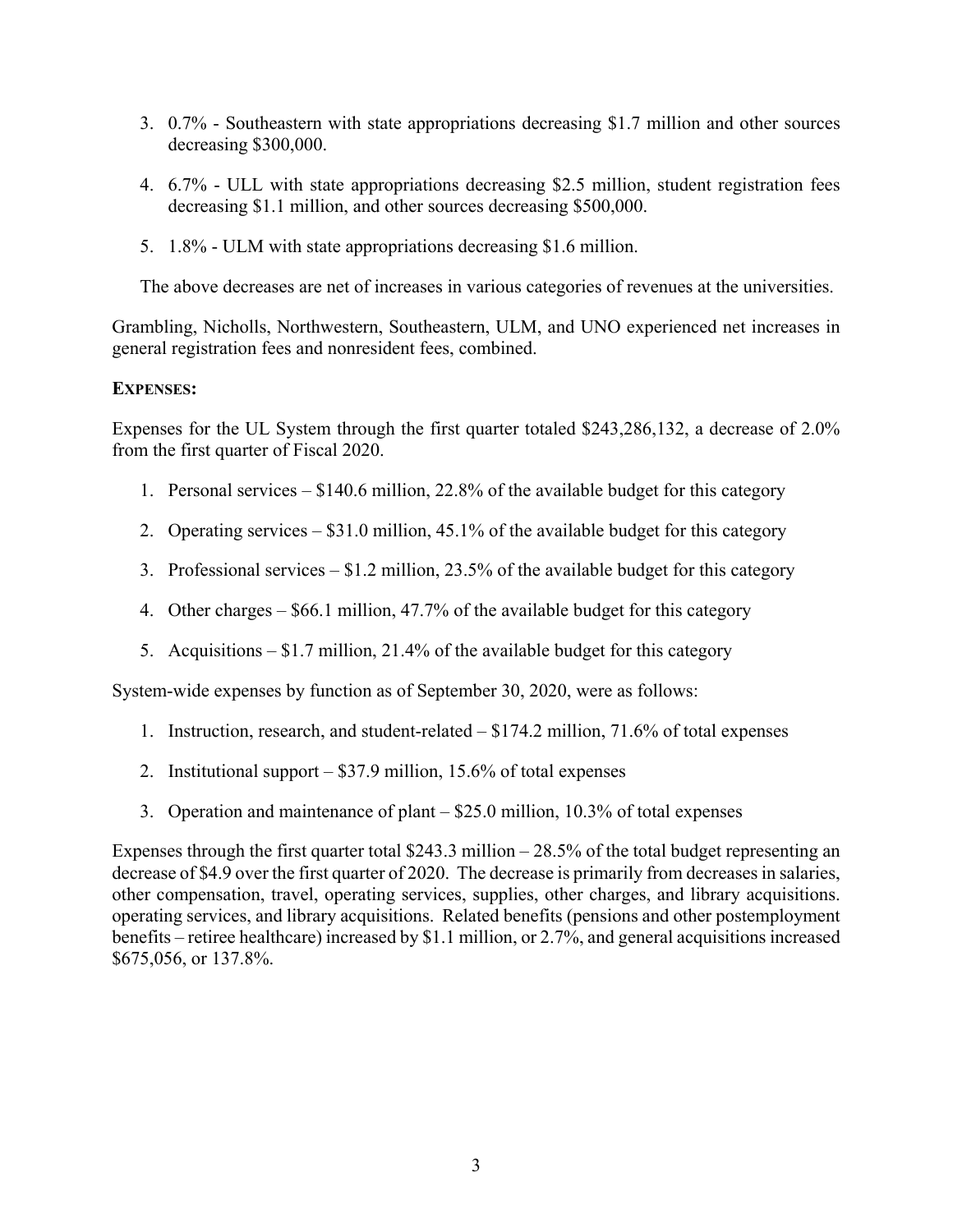3. 0.7% - Southeastern with state appropriations decreasing \$1.7 million and other sources decreasing \$300,000.

4. 6.7% - ULL with state appropriations decreasing \$2.5 million, student registration fees decreasing \$1.1 million, and other sources decreasing \$500,000.

5. 1.8% - ULM with state appropriations decreasing \$1.6 million.

The above decreases are net of increases in various categories of revenues at the universities.

Grambling, Nicholls, Northwestern, Southeastern, ULM, and UNO experienced net increases in general registration fees and nonresident fees, combined.

**EXPENSES:**

Expenses for the UL System through the first quarter totaled \$243,286,132, a decrease of 2.0% from the first quarter of Fiscal 2020.

1. Personal services – \$140.6 million, 22.8% of the available budget for this category
2. Operating services – \$31.0 million, 45.1% of the available budget for this category
3. Professional services – \$1.2 million, 23.5% of the available budget for this category
4. Other charges – \$66.1 million, 47.7% of the available budget for this category
5. Acquisitions – \$1.7 million, 21.4% of the available budget for this category

System-wide expenses by function as of September 30, 2020, were as follows:

1. Instruction, research, and student-related – \$174.2 million, 71.6% of total expenses
2. Institutional support – \$37.9 million, 15.6% of total expenses
3. Operation and maintenance of plant – \$25.0 million, 10.3% of total expenses

Expenses through the first quarter total \$243.3 million – 28.5% of the total budget representing an decrease of \$4.9 over the first quarter of 2020. The decrease is primarily from decreases in salaries, other compensation, travel, operating services, supplies, other charges, and library acquisitions. operating services, and library acquisitions. Related benefits (pensions and other postemployment benefits – retiree healthcare) increased by \$1.1 million, or 2.7%, and general acquisitions increased \$675,056, or 137.8%.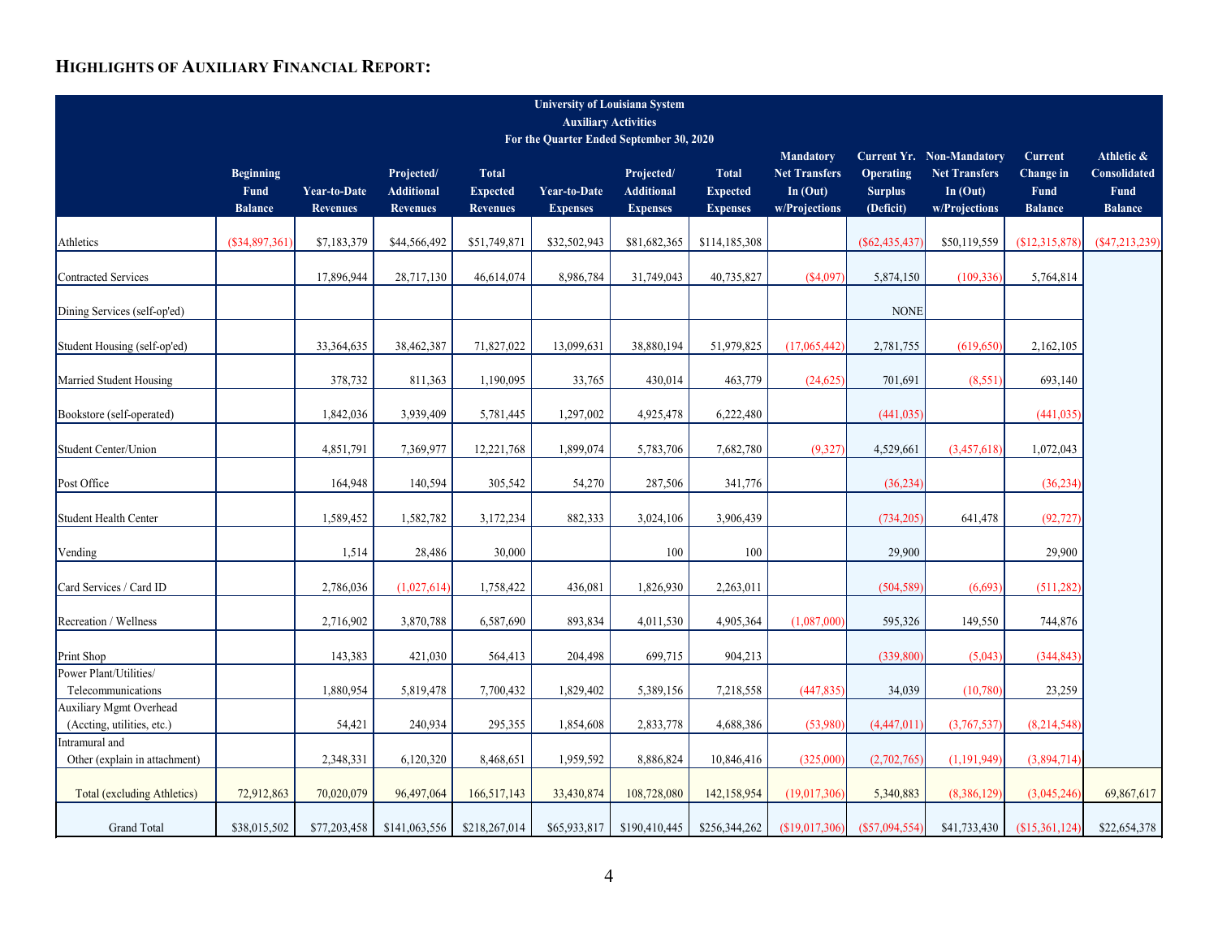## HIGHLIGHTS OF AUXILIARY FINANCIAL REPORT:

University of Louisiana System
Auxiliary Activities
For the Quarter Ended September 30, 2020

| | Beginning Fund Balance | Year-to-Date Revenues | Projected/ Additional Revenues | Total Expected Revenues | Year-to-Date Expenses | Projected/ Additional Expenses | Total Expected Expenses | Mandatory Net Transfers In (Out) w/Projections | Current Yr. Operating Surplus (Deficit) | Non-Mandatory Net Transfers In (Out) w/Projections | Current Change in Fund Balance | Athletic & Consolidated Fund Balance |
|---|---|---|---|---|---|---|---|---|---|---|---|---|
| Athletics | ($34,897,361) | $7,183,379 | $44,566,492 | $51,749,871 | $32,502,943 | $81,682,365 | $114,185,308 | | ($62,435,437) | $50,119,559 | ($12,315,878) | ($47,213,239) |
| Contracted Services | | 17,896,944 | 28,717,130 | 46,614,074 | 8,986,784 | 31,749,043 | 40,735,827 | ($4,097) | 5,874,150 | (109,336) | 5,764,814 | |
| Dining Services (self-op'ed) | | | | | | | | | NONE | | | |
| Student Housing (self-op'ed) | | 33,364,635 | 38,462,387 | 71,827,022 | 13,099,631 | 38,880,194 | 51,979,825 | (17,065,442) | 2,781,755 | (619,650) | 2,162,105 | |
| Married Student Housing | | 378,732 | 811,363 | 1,190,095 | 33,765 | 430,014 | 463,779 | (24,625) | 701,691 | (8,551) | 693,140 | |
| Bookstore (self-operated) | | 1,842,036 | 3,939,409 | 5,781,445 | 1,297,002 | 4,925,478 | 6,222,480 | | (441,035) | | (441,035) | |
| Student Center/Union | | 4,851,791 | 7,369,977 | 12,221,768 | 1,899,074 | 5,783,706 | 7,682,780 | (9,327) | 4,529,661 | (3,457,618) | 1,072,043 | |
| Post Office | | 164,948 | 140,594 | 305,542 | 54,270 | 287,506 | 341,776 | | (36,234) | | (36,234) | |
| Student Health Center | | 1,589,452 | 1,582,782 | 3,172,234 | 882,333 | 3,024,106 | 3,906,439 | | (734,205) | 641,478 | (92,727) | |
| Vending | | 1,514 | 28,486 | 30,000 | | 100 | 100 | | 29,900 | | 29,900 | |
| Card Services / Card ID | | 2,786,036 | (1,027,614) | 1,758,422 | 436,081 | 1,826,930 | 2,263,011 | | (504,589) | (6,693) | (511,282) | |
| Recreation / Wellness | | 2,716,902 | 3,870,788 | 6,587,690 | 893,834 | 4,011,530 | 4,905,364 | (1,087,000) | 595,326 | 149,550 | 744,876 | |
| Print Shop | | 143,383 | 421,030 | 564,413 | 204,498 | 699,715 | 904,213 | | (339,800) | (5,043) | (344,843) | |
| Power Plant/Utilities/ Telecommunications | | 1,880,954 | 5,819,478 | 7,700,432 | 1,829,402 | 5,389,156 | 7,218,558 | (447,835) | 34,039 | (10,780) | 23,259 | |
| Auxiliary Mgmt Overhead (Accting, utilities, etc.) | | 54,421 | 240,934 | 295,355 | 1,854,608 | 2,833,778 | 4,688,386 | (53,980) | (4,447,011) | (3,767,537) | (8,214,548) | |
| Intramural and Other (explain in attachment) | | 2,348,331 | 6,120,320 | 8,468,651 | 1,959,592 | 8,886,824 | 10,846,416 | (325,000) | (2,702,765) | (1,191,949) | (3,894,714) | |
| Total (excluding Athletics) | 72,912,863 | 70,020,079 | 96,497,064 | 166,517,143 | 33,430,874 | 108,728,080 | 142,158,954 | (19,017,306) | 5,340,883 | (8,386,129) | (3,045,246) | 69,867,617 |
| Grand Total | $38,015,502 | $77,203,458 | $141,063,556 | $218,267,014 | $65,933,817 | $190,410,445 | $256,344,262 | ($19,017,306) | ($57,094,554) | $41,733,430 | ($15,361,124) | $22,654,378 |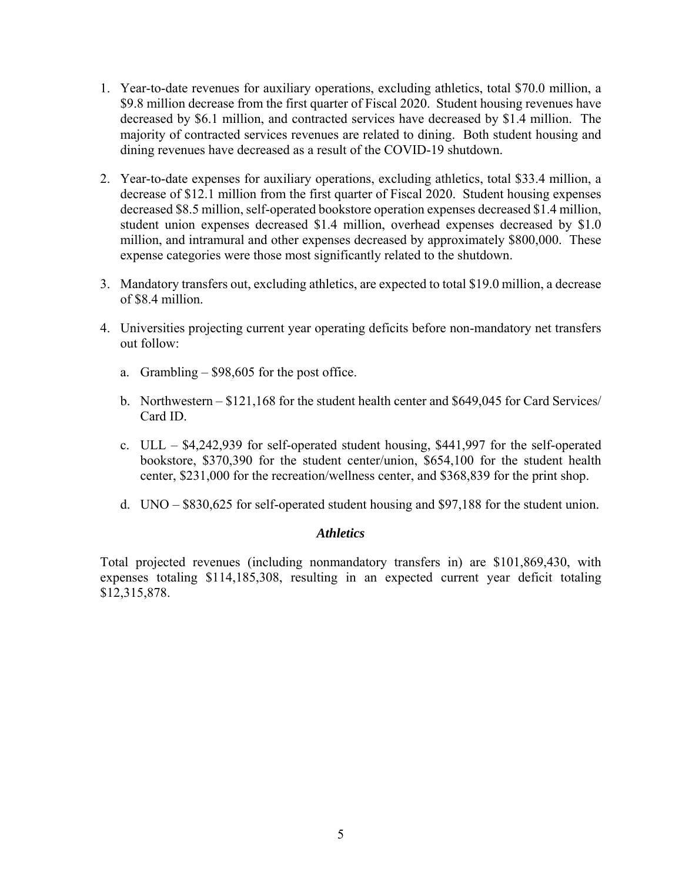1. Year-to-date revenues for auxiliary operations, excluding athletics, total $70.0 million, a $9.8 million decrease from the first quarter of Fiscal 2020. Student housing revenues have decreased by $6.1 million, and contracted services have decreased by $1.4 million. The majority of contracted services revenues are related to dining. Both student housing and dining revenues have decreased as a result of the COVID-19 shutdown.

2. Year-to-date expenses for auxiliary operations, excluding athletics, total $33.4 million, a decrease of $12.1 million from the first quarter of Fiscal 2020. Student housing expenses decreased $8.5 million, self-operated bookstore operation expenses decreased $1.4 million, student union expenses decreased $1.4 million, overhead expenses decreased by $1.0 million, and intramural and other expenses decreased by approximately $800,000. These expense categories were those most significantly related to the shutdown.

3. Mandatory transfers out, excluding athletics, are expected to total $19.0 million, a decrease of $8.4 million.

4. Universities projecting current year operating deficits before non-mandatory net transfers out follow:

   a. Grambling – $98,605 for the post office.

   b. Northwestern – $121,168 for the student health center and $649,045 for Card Services/ Card ID.

   c. ULL – $4,242,939 for self-operated student housing, $441,997 for the self-operated bookstore, $370,390 for the student center/union, $654,100 for the student health center, $231,000 for the recreation/wellness center, and $368,839 for the print shop.

   d. UNO – $830,625 for self-operated student housing and $97,188 for the student union.

### *Athletics*

Total projected revenues (including nonmandatory transfers in) are $101,869,430, with expenses totaling $114,185,308, resulting in an expected current year deficit totaling $12,315,878.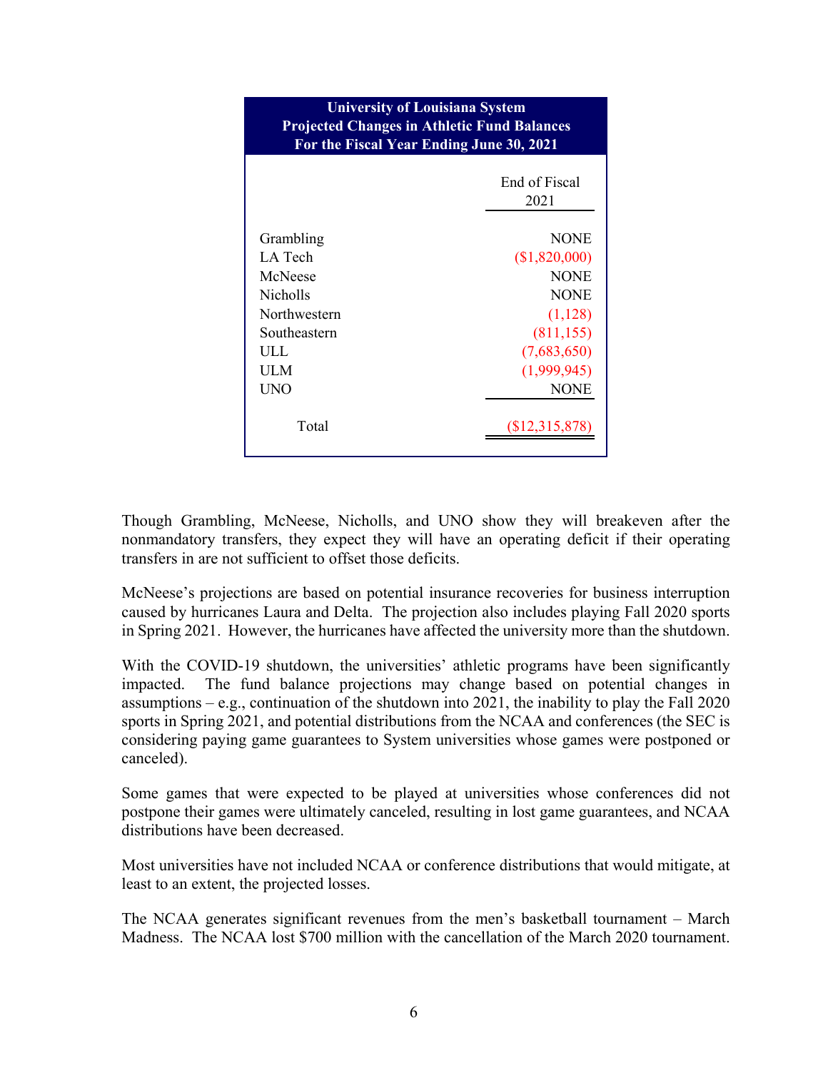| University of Louisiana System<br>Projected Changes in Athletic Fund Balances<br>For the Fiscal Year Ending June 30, 2021 | |
|---|---|
| | End of Fiscal 2021 |
| Grambling | NONE |
| LA Tech | ($1,820,000) |
| McNeese | NONE |
| Nicholls | NONE |
| Northwestern | (1,128) |
| Southeastern | (811,155) |
| ULL | (7,683,650) |
| ULM | (1,999,945) |
| UNO | NONE |
| Total | ($12,315,878) |

Though Grambling, McNeese, Nicholls, and UNO show they will breakeven after the nonmandatory transfers, they expect they will have an operating deficit if their operating transfers in are not sufficient to offset those deficits.

McNeese's projections are based on potential insurance recoveries for business interruption caused by hurricanes Laura and Delta. The projection also includes playing Fall 2020 sports in Spring 2021. However, the hurricanes have affected the university more than the shutdown.

With the COVID-19 shutdown, the universities' athletic programs have been significantly impacted. The fund balance projections may change based on potential changes in assumptions – e.g., continuation of the shutdown into 2021, the inability to play the Fall 2020 sports in Spring 2021, and potential distributions from the NCAA and conferences (the SEC is considering paying game guarantees to System universities whose games were postponed or canceled).

Some games that were expected to be played at universities whose conferences did not postpone their games were ultimately canceled, resulting in lost game guarantees, and NCAA distributions have been decreased.

Most universities have not included NCAA or conference distributions that would mitigate, at least to an extent, the projected losses.

The NCAA generates significant revenues from the men's basketball tournament – March Madness. The NCAA lost $700 million with the cancellation of the March 2020 tournament.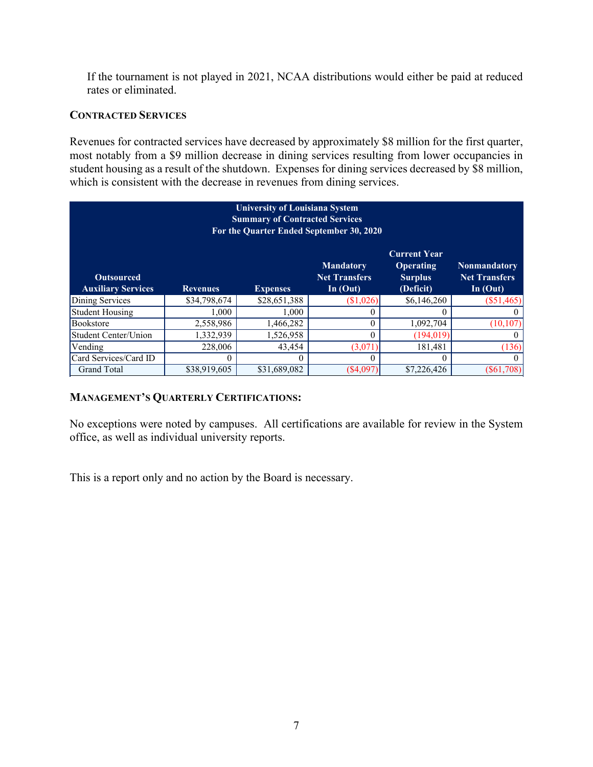If the tournament is not played in 2021, NCAA distributions would either be paid at reduced rates or eliminated.

### CONTRACTED SERVICES

Revenues for contracted services have decreased by approximately $8 million for the first quarter, most notably from a $9 million decrease in dining services resulting from lower occupancies in student housing as a result of the shutdown. Expenses for dining services decreased by $8 million, which is consistent with the decrease in revenues from dining services.

**University of Louisiana System**
**Summary of Contracted Services**
**For the Quarter Ended September 30, 2020**

| Outsourced Auxiliary Services | Revenues | Expenses | Mandatory Net Transfers In (Out) | Current Year Operating Surplus (Deficit) | Nonmandatory Net Transfers In (Out) |
|---|---|---|---|---|---|
| Dining Services | $34,798,674 | $28,651,388 | ($1,026) | $6,146,260 | ($51,465) |
| Student Housing | 1,000 | 1,000 | 0 | 0 | 0 |
| Bookstore | 2,558,986 | 1,466,282 | 0 | 1,092,704 | (10,107) |
| Student Center/Union | 1,332,939 | 1,526,958 | 0 | (194,019) | 0 |
| Vending | 228,006 | 43,454 | (3,071) | 181,481 | (136) |
| Card Services/Card ID | 0 | 0 | 0 | 0 | 0 |
| Grand Total | $38,919,605 | $31,689,082 | ($4,097) | $7,226,426 | ($61,708) |

### MANAGEMENT'S QUARTERLY CERTIFICATIONS:

No exceptions were noted by campuses. All certifications are available for review in the System office, as well as individual university reports.

This is a report only and no action by the Board is necessary.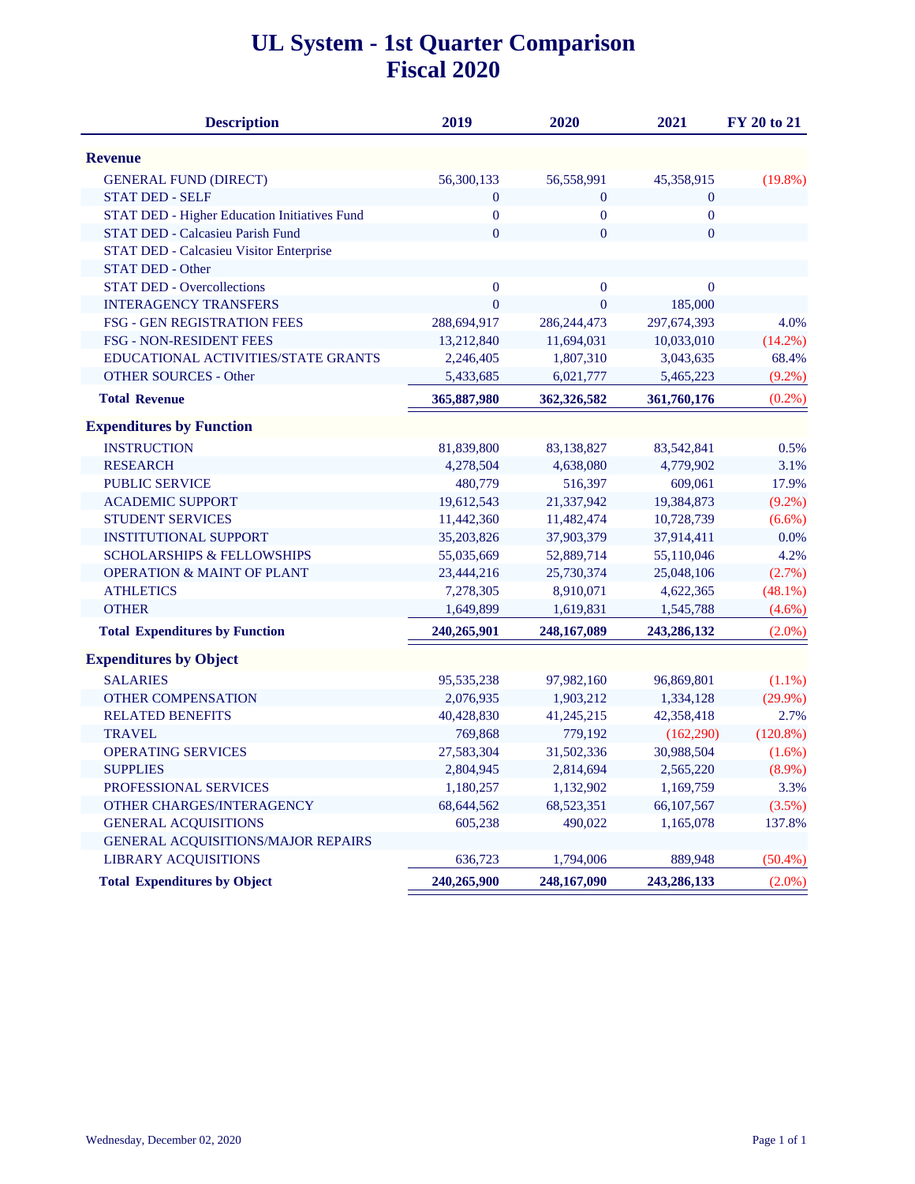# UL System - 1st Quarter Comparison
# Fiscal 2020

| Description | 2019 | 2020 | 2021 | FY 20 to 21 |
|---|---|---|---|---|
| **Revenue** | | | | |
| GENERAL FUND (DIRECT) | 56,300,133 | 56,558,991 | 45,358,915 | (19.8%) |
| STAT DED - SELF | 0 | 0 | 0 | |
| STAT DED - Higher Education Initiatives Fund | 0 | 0 | 0 | |
| STAT DED - Calcasieu Parish Fund | 0 | 0 | 0 | |
| STAT DED - Calcasieu Visitor Enterprise | | | | |
| STAT DED - Other | | | | |
| STAT DED - Overcollections | 0 | 0 | 0 | |
| INTERAGENCY TRANSFERS | 0 | 0 | 185,000 | |
| FSG - GEN REGISTRATION FEES | 288,694,917 | 286,244,473 | 297,674,393 | 4.0% |
| FSG - NON-RESIDENT FEES | 13,212,840 | 11,694,031 | 10,033,010 | (14.2%) |
| EDUCATIONAL ACTIVITIES/STATE GRANTS | 2,246,405 | 1,807,310 | 3,043,635 | 68.4% |
| OTHER SOURCES - Other | 5,433,685 | 6,021,777 | 5,465,223 | (9.2%) |
| **Total Revenue** | **365,887,980** | **362,326,582** | **361,760,176** | (0.2%) |
| **Expenditures by Function** | | | | |
| INSTRUCTION | 81,839,800 | 83,138,827 | 83,542,841 | 0.5% |
| RESEARCH | 4,278,504 | 4,638,080 | 4,779,902 | 3.1% |
| PUBLIC SERVICE | 480,779 | 516,397 | 609,061 | 17.9% |
| ACADEMIC SUPPORT | 19,612,543 | 21,337,942 | 19,384,873 | (9.2%) |
| STUDENT SERVICES | 11,442,360 | 11,482,474 | 10,728,739 | (6.6%) |
| INSTITUTIONAL SUPPORT | 35,203,826 | 37,903,379 | 37,914,411 | 0.0% |
| SCHOLARSHIPS & FELLOWSHIPS | 55,035,669 | 52,889,714 | 55,110,046 | 4.2% |
| OPERATION & MAINT OF PLANT | 23,444,216 | 25,730,374 | 25,048,106 | (2.7%) |
| ATHLETICS | 7,278,305 | 8,910,071 | 4,622,365 | (48.1%) |
| OTHER | 1,649,899 | 1,619,831 | 1,545,788 | (4.6%) |
| **Total Expenditures by Function** | **240,265,901** | **248,167,089** | **243,286,132** | (2.0%) |
| **Expenditures by Object** | | | | |
| SALARIES | 95,535,238 | 97,982,160 | 96,869,801 | (1.1%) |
| OTHER COMPENSATION | 2,076,935 | 1,903,212 | 1,334,128 | (29.9%) |
| RELATED BENEFITS | 40,428,830 | 41,245,215 | 42,358,418 | 2.7% |
| TRAVEL | 769,868 | 779,192 | (162,290) | (120.8%) |
| OPERATING SERVICES | 27,583,304 | 31,502,336 | 30,988,504 | (1.6%) |
| SUPPLIES | 2,804,945 | 2,814,694 | 2,565,220 | (8.9%) |
| PROFESSIONAL SERVICES | 1,180,257 | 1,132,902 | 1,169,759 | 3.3% |
| OTHER CHARGES/INTERAGENCY | 68,644,562 | 68,523,351 | 66,107,567 | (3.5%) |
| GENERAL ACQUISITIONS | 605,238 | 490,022 | 1,165,078 | 137.8% |
| GENERAL ACQUISITIONS/MAJOR REPAIRS | | | | |
| LIBRARY ACQUISITIONS | 636,723 | 1,794,006 | 889,948 | (50.4%) |
| **Total Expenditures by Object** | **240,265,900** | **248,167,090** | **243,286,133** | (2.0%) |

Wednesday, December 02, 2020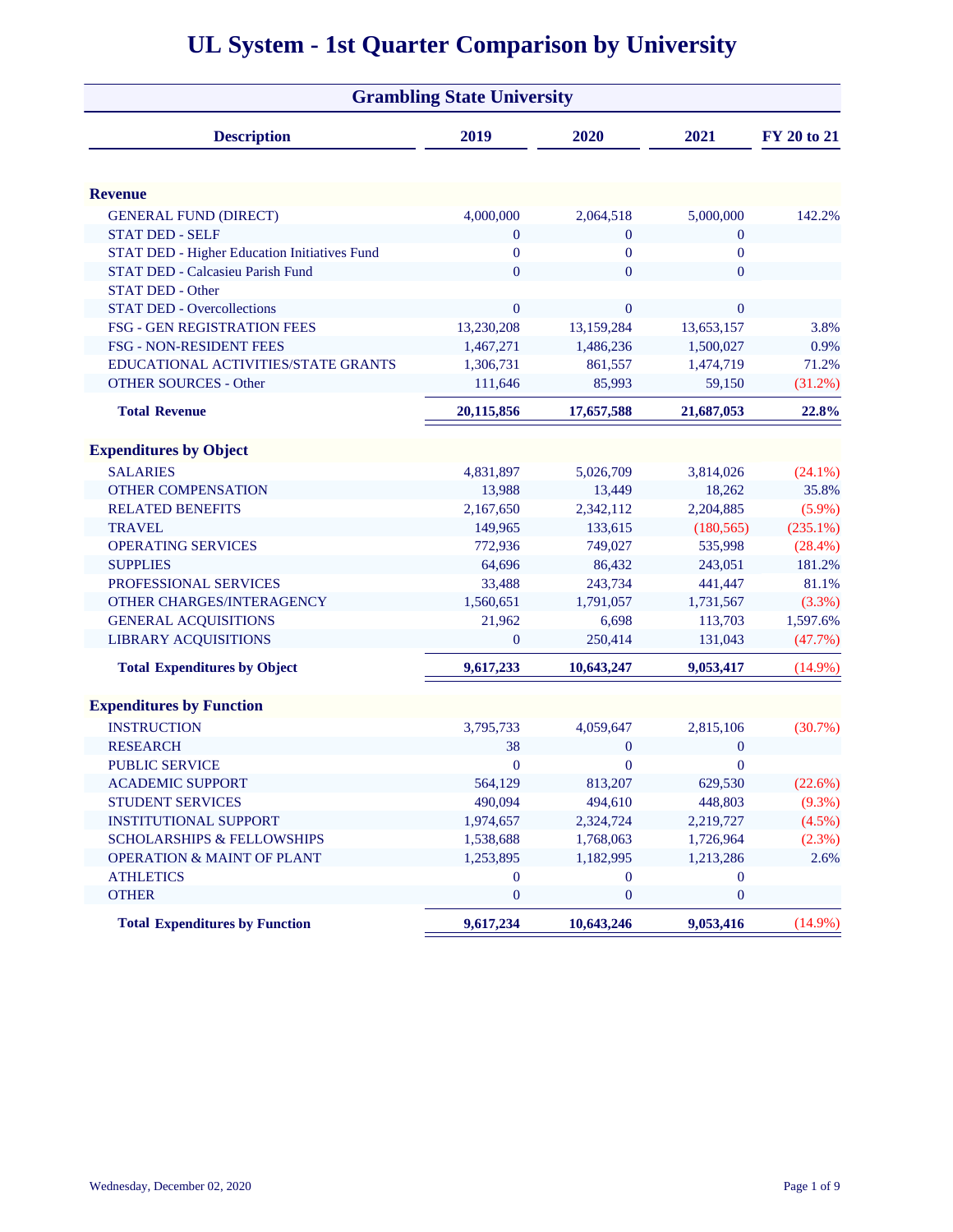# UL System - 1st Quarter Comparison by University

## Grambling State University

| Description | 2019 | 2020 | 2021 | FY 20 to 21 |
|---|---|---|---|---|
| **Revenue** | | | | |
| GENERAL FUND (DIRECT) | 4,000,000 | 2,064,518 | 5,000,000 | 142.2% |
| STAT DED - SELF | 0 | 0 | 0 | |
| STAT DED - Higher Education Initiatives Fund | 0 | 0 | 0 | |
| STAT DED - Calcasieu Parish Fund | 0 | 0 | 0 | |
| STAT DED - Other | | | | |
| STAT DED - Overcollections | 0 | 0 | 0 | |
| FSG - GEN REGISTRATION FEES | 13,230,208 | 13,159,284 | 13,653,157 | 3.8% |
| FSG - NON-RESIDENT FEES | 1,467,271 | 1,486,236 | 1,500,027 | 0.9% |
| EDUCATIONAL ACTIVITIES/STATE GRANTS | 1,306,731 | 861,557 | 1,474,719 | 71.2% |
| OTHER SOURCES - Other | 111,646 | 85,993 | 59,150 | (31.2%) |
| **Total Revenue** | **20,115,856** | **17,657,588** | **21,687,053** | **22.8%** |
| **Expenditures by Object** | | | | |
| SALARIES | 4,831,897 | 5,026,709 | 3,814,026 | (24.1%) |
| OTHER COMPENSATION | 13,988 | 13,449 | 18,262 | 35.8% |
| RELATED BENEFITS | 2,167,650 | 2,342,112 | 2,204,885 | (5.9%) |
| TRAVEL | 149,965 | 133,615 | (180,565) | (235.1%) |
| OPERATING SERVICES | 772,936 | 749,027 | 535,998 | (28.4%) |
| SUPPLIES | 64,696 | 86,432 | 243,051 | 181.2% |
| PROFESSIONAL SERVICES | 33,488 | 243,734 | 441,447 | 81.1% |
| OTHER CHARGES/INTERAGENCY | 1,560,651 | 1,791,057 | 1,731,567 | (3.3%) |
| GENERAL ACQUISITIONS | 21,962 | 6,698 | 113,703 | 1,597.6% |
| LIBRARY ACQUISITIONS | 0 | 250,414 | 131,043 | (47.7%) |
| **Total Expenditures by Object** | **9,617,233** | **10,643,247** | **9,053,417** | (14.9%) |
| **Expenditures by Function** | | | | |
| INSTRUCTION | 3,795,733 | 4,059,647 | 2,815,106 | (30.7%) |
| RESEARCH | 38 | 0 | 0 | |
| PUBLIC SERVICE | 0 | 0 | 0 | |
| ACADEMIC SUPPORT | 564,129 | 813,207 | 629,530 | (22.6%) |
| STUDENT SERVICES | 490,094 | 494,610 | 448,803 | (9.3%) |
| INSTITUTIONAL SUPPORT | 1,974,657 | 2,324,724 | 2,219,727 | (4.5%) |
| SCHOLARSHIPS & FELLOWSHIPS | 1,538,688 | 1,768,063 | 1,726,964 | (2.3%) |
| OPERATION & MAINT OF PLANT | 1,253,895 | 1,182,995 | 1,213,286 | 2.6% |
| ATHLETICS | 0 | 0 | 0 | |
| OTHER | 0 | 0 | 0 | |
| **Total Expenditures by Function** | **9,617,234** | **10,643,246** | **9,053,416** | (14.9%) |

Wednesday, December 02, 2020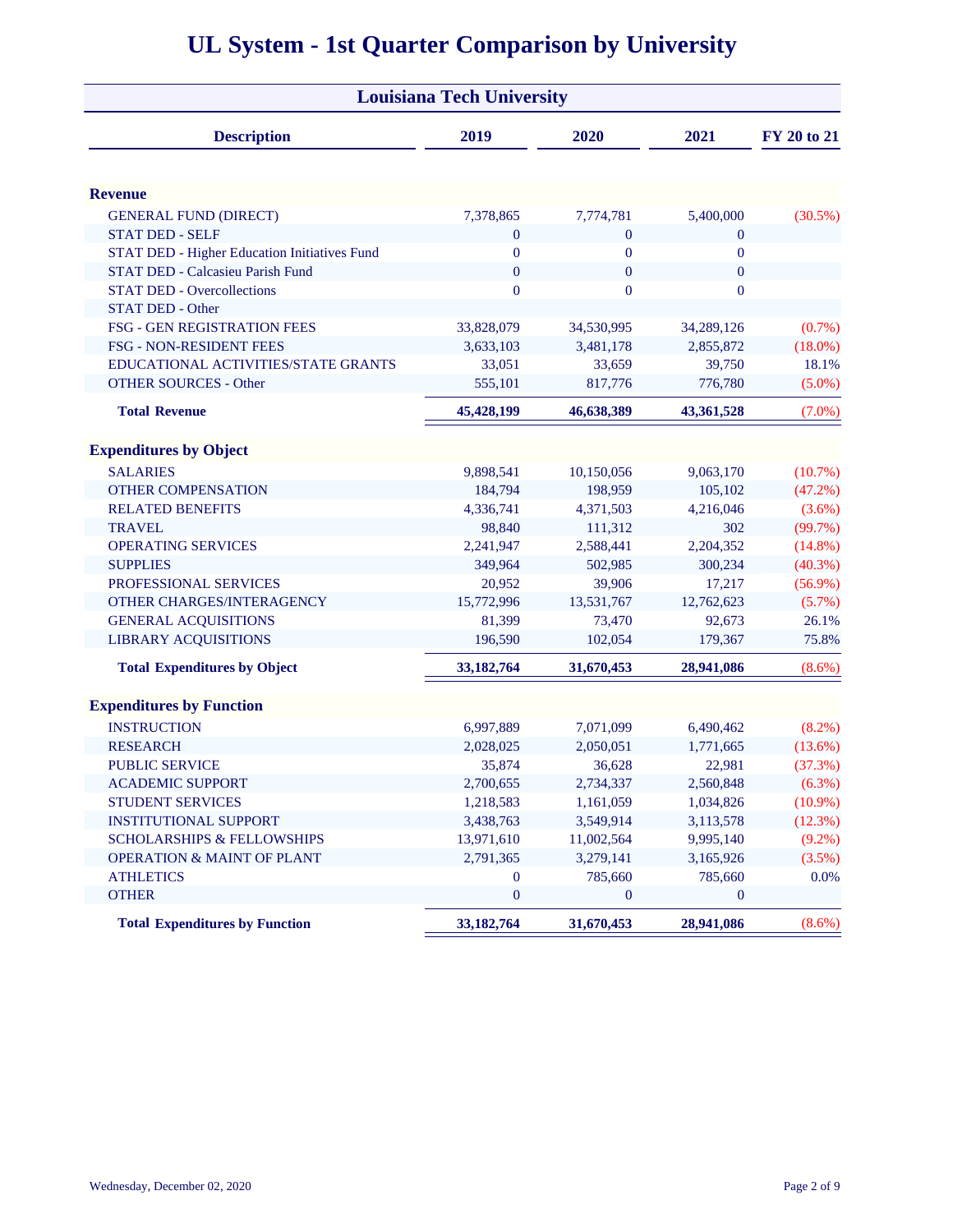# UL System - 1st Quarter Comparison by University

## Louisiana Tech University

| Description | 2019 | 2020 | 2021 | FY 20 to 21 |
|---|---|---|---|---|
| **Revenue** | | | | |
| GENERAL FUND (DIRECT) | 7,378,865 | 7,774,781 | 5,400,000 | (30.5%) |
| STAT DED - SELF | 0 | 0 | 0 | |
| STAT DED - Higher Education Initiatives Fund | 0 | 0 | 0 | |
| STAT DED - Calcasieu Parish Fund | 0 | 0 | 0 | |
| STAT DED - Overcollections | 0 | 0 | 0 | |
| STAT DED - Other | | | | |
| FSG - GEN REGISTRATION FEES | 33,828,079 | 34,530,995 | 34,289,126 | (0.7%) |
| FSG - NON-RESIDENT FEES | 3,633,103 | 3,481,178 | 2,855,872 | (18.0%) |
| EDUCATIONAL ACTIVITIES/STATE GRANTS | 33,051 | 33,659 | 39,750 | 18.1% |
| OTHER SOURCES - Other | 555,101 | 817,776 | 776,780 | (5.0%) |
| **Total Revenue** | **45,428,199** | **46,638,389** | **43,361,528** | (7.0%) |
| **Expenditures by Object** | | | | |
| SALARIES | 9,898,541 | 10,150,056 | 9,063,170 | (10.7%) |
| OTHER COMPENSATION | 184,794 | 198,959 | 105,102 | (47.2%) |
| RELATED BENEFITS | 4,336,741 | 4,371,503 | 4,216,046 | (3.6%) |
| TRAVEL | 98,840 | 111,312 | 302 | (99.7%) |
| OPERATING SERVICES | 2,241,947 | 2,588,441 | 2,204,352 | (14.8%) |
| SUPPLIES | 349,964 | 502,985 | 300,234 | (40.3%) |
| PROFESSIONAL SERVICES | 20,952 | 39,906 | 17,217 | (56.9%) |
| OTHER CHARGES/INTERAGENCY | 15,772,996 | 13,531,767 | 12,762,623 | (5.7%) |
| GENERAL ACQUISITIONS | 81,399 | 73,470 | 92,673 | 26.1% |
| LIBRARY ACQUISITIONS | 196,590 | 102,054 | 179,367 | 75.8% |
| **Total Expenditures by Object** | **33,182,764** | **31,670,453** | **28,941,086** | (8.6%) |
| **Expenditures by Function** | | | | |
| INSTRUCTION | 6,997,889 | 7,071,099 | 6,490,462 | (8.2%) |
| RESEARCH | 2,028,025 | 2,050,051 | 1,771,665 | (13.6%) |
| PUBLIC SERVICE | 35,874 | 36,628 | 22,981 | (37.3%) |
| ACADEMIC SUPPORT | 2,700,655 | 2,734,337 | 2,560,848 | (6.3%) |
| STUDENT SERVICES | 1,218,583 | 1,161,059 | 1,034,826 | (10.9%) |
| INSTITUTIONAL SUPPORT | 3,438,763 | 3,549,914 | 3,113,578 | (12.3%) |
| SCHOLARSHIPS & FELLOWSHIPS | 13,971,610 | 11,002,564 | 9,995,140 | (9.2%) |
| OPERATION & MAINT OF PLANT | 2,791,365 | 3,279,141 | 3,165,926 | (3.5%) |
| ATHLETICS | 0 | 785,660 | 785,660 | 0.0% |
| OTHER | 0 | 0 | 0 | |
| **Total Expenditures by Function** | **33,182,764** | **31,670,453** | **28,941,086** | (8.6%) |

Wednesday, December 02, 2020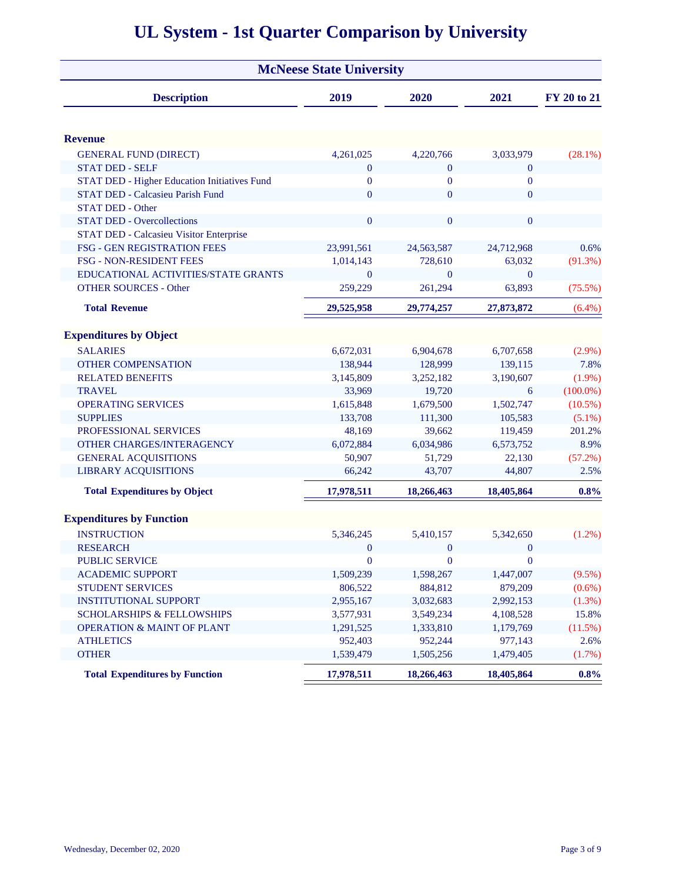# UL System - 1st Quarter Comparison by University

## McNeese State University

| Description | 2019 | 2020 | 2021 | FY 20 to 21 |
|---|---|---|---|---|
| **Revenue** | | | | |
| GENERAL FUND (DIRECT) | 4,261,025 | 4,220,766 | 3,033,979 | (28.1%) |
| STAT DED - SELF | 0 | 0 | 0 | |
| STAT DED - Higher Education Initiatives Fund | 0 | 0 | 0 | |
| STAT DED - Calcasieu Parish Fund | 0 | 0 | 0 | |
| STAT DED - Other | | | | |
| STAT DED - Overcollections | 0 | 0 | 0 | |
| STAT DED - Calcasieu Visitor Enterprise | | | | |
| FSG - GEN REGISTRATION FEES | 23,991,561 | 24,563,587 | 24,712,968 | 0.6% |
| FSG - NON-RESIDENT FEES | 1,014,143 | 728,610 | 63,032 | (91.3%) |
| EDUCATIONAL ACTIVITIES/STATE GRANTS | 0 | 0 | 0 | |
| OTHER SOURCES - Other | 259,229 | 261,294 | 63,893 | (75.5%) |
| **Total Revenue** | **29,525,958** | **29,774,257** | **27,873,872** | **(6.4%)** |
| **Expenditures by Object** | | | | |
| SALARIES | 6,672,031 | 6,904,678 | 6,707,658 | (2.9%) |
| OTHER COMPENSATION | 138,944 | 128,999 | 139,115 | 7.8% |
| RELATED BENEFITS | 3,145,809 | 3,252,182 | 3,190,607 | (1.9%) |
| TRAVEL | 33,969 | 19,720 | 6 | (100.0%) |
| OPERATING SERVICES | 1,615,848 | 1,679,500 | 1,502,747 | (10.5%) |
| SUPPLIES | 133,708 | 111,300 | 105,583 | (5.1%) |
| PROFESSIONAL SERVICES | 48,169 | 39,662 | 119,459 | 201.2% |
| OTHER CHARGES/INTERAGENCY | 6,072,884 | 6,034,986 | 6,573,752 | 8.9% |
| GENERAL ACQUISITIONS | 50,907 | 51,729 | 22,130 | (57.2%) |
| LIBRARY ACQUISITIONS | 66,242 | 43,707 | 44,807 | 2.5% |
| **Total Expenditures by Object** | **17,978,511** | **18,266,463** | **18,405,864** | **0.8%** |
| **Expenditures by Function** | | | | |
| INSTRUCTION | 5,346,245 | 5,410,157 | 5,342,650 | (1.2%) |
| RESEARCH | 0 | 0 | 0 | |
| PUBLIC SERVICE | 0 | 0 | 0 | |
| ACADEMIC SUPPORT | 1,509,239 | 1,598,267 | 1,447,007 | (9.5%) |
| STUDENT SERVICES | 806,522 | 884,812 | 879,209 | (0.6%) |
| INSTITUTIONAL SUPPORT | 2,955,167 | 3,032,683 | 2,992,153 | (1.3%) |
| SCHOLARSHIPS & FELLOWSHIPS | 3,577,931 | 3,549,234 | 4,108,528 | 15.8% |
| OPERATION & MAINT OF PLANT | 1,291,525 | 1,333,810 | 1,179,769 | (11.5%) |
| ATHLETICS | 952,403 | 952,244 | 977,143 | 2.6% |
| OTHER | 1,539,479 | 1,505,256 | 1,479,405 | (1.7%) |
| **Total Expenditures by Function** | **17,978,511** | **18,266,463** | **18,405,864** | **0.8%** |

Wednesday, December 02, 2020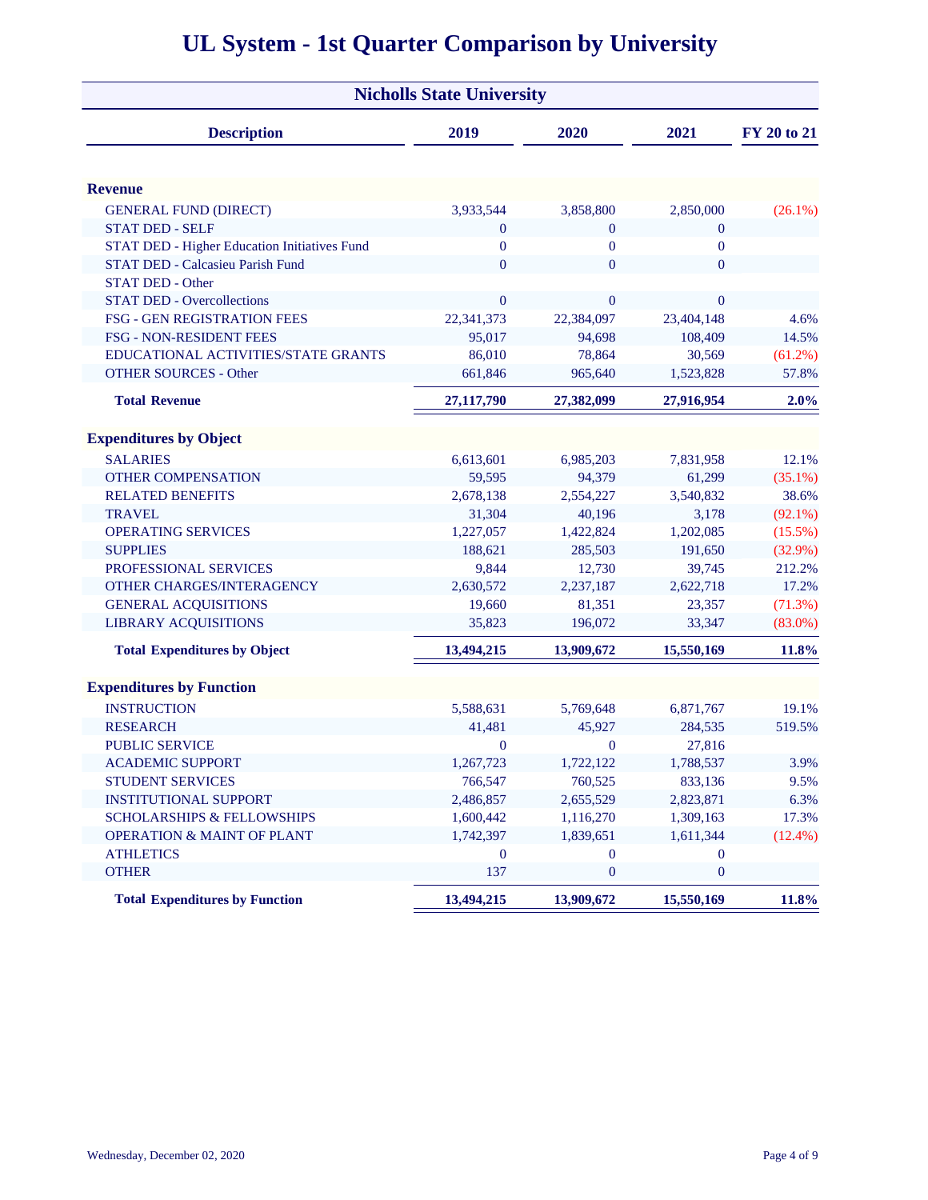# UL System - 1st Quarter Comparison by University

## Nicholls State University

| Description | 2019 | 2020 | 2021 | FY 20 to 21 |
|---|---|---|---|---|
| **Revenue** | | | | |
| GENERAL FUND (DIRECT) | 3,933,544 | 3,858,800 | 2,850,000 | (26.1%) |
| STAT DED - SELF | 0 | 0 | 0 | |
| STAT DED - Higher Education Initiatives Fund | 0 | 0 | 0 | |
| STAT DED - Calcasieu Parish Fund | 0 | 0 | 0 | |
| STAT DED - Other | | | | |
| STAT DED - Overcollections | 0 | 0 | 0 | |
| FSG - GEN REGISTRATION FEES | 22,341,373 | 22,384,097 | 23,404,148 | 4.6% |
| FSG - NON-RESIDENT FEES | 95,017 | 94,698 | 108,409 | 14.5% |
| EDUCATIONAL ACTIVITIES/STATE GRANTS | 86,010 | 78,864 | 30,569 | (61.2%) |
| OTHER SOURCES - Other | 661,846 | 965,640 | 1,523,828 | 57.8% |
| **Total Revenue** | **27,117,790** | **27,382,099** | **27,916,954** | **2.0%** |
| **Expenditures by Object** | | | | |
| SALARIES | 6,613,601 | 6,985,203 | 7,831,958 | 12.1% |
| OTHER COMPENSATION | 59,595 | 94,379 | 61,299 | (35.1%) |
| RELATED BENEFITS | 2,678,138 | 2,554,227 | 3,540,832 | 38.6% |
| TRAVEL | 31,304 | 40,196 | 3,178 | (92.1%) |
| OPERATING SERVICES | 1,227,057 | 1,422,824 | 1,202,085 | (15.5%) |
| SUPPLIES | 188,621 | 285,503 | 191,650 | (32.9%) |
| PROFESSIONAL SERVICES | 9,844 | 12,730 | 39,745 | 212.2% |
| OTHER CHARGES/INTERAGENCY | 2,630,572 | 2,237,187 | 2,622,718 | 17.2% |
| GENERAL ACQUISITIONS | 19,660 | 81,351 | 23,357 | (71.3%) |
| LIBRARY ACQUISITIONS | 35,823 | 196,072 | 33,347 | (83.0%) |
| **Total Expenditures by Object** | **13,494,215** | **13,909,672** | **15,550,169** | **11.8%** |
| **Expenditures by Function** | | | | |
| INSTRUCTION | 5,588,631 | 5,769,648 | 6,871,767 | 19.1% |
| RESEARCH | 41,481 | 45,927 | 284,535 | 519.5% |
| PUBLIC SERVICE | 0 | 0 | 27,816 | |
| ACADEMIC SUPPORT | 1,267,723 | 1,722,122 | 1,788,537 | 3.9% |
| STUDENT SERVICES | 766,547 | 760,525 | 833,136 | 9.5% |
| INSTITUTIONAL SUPPORT | 2,486,857 | 2,655,529 | 2,823,871 | 6.3% |
| SCHOLARSHIPS & FELLOWSHIPS | 1,600,442 | 1,116,270 | 1,309,163 | 17.3% |
| OPERATION & MAINT OF PLANT | 1,742,397 | 1,839,651 | 1,611,344 | (12.4%) |
| ATHLETICS | 0 | 0 | 0 | |
| OTHER | 137 | 0 | 0 | |
| **Total Expenditures by Function** | **13,494,215** | **13,909,672** | **15,550,169** | **11.8%** |

Wednesday, December 02, 2020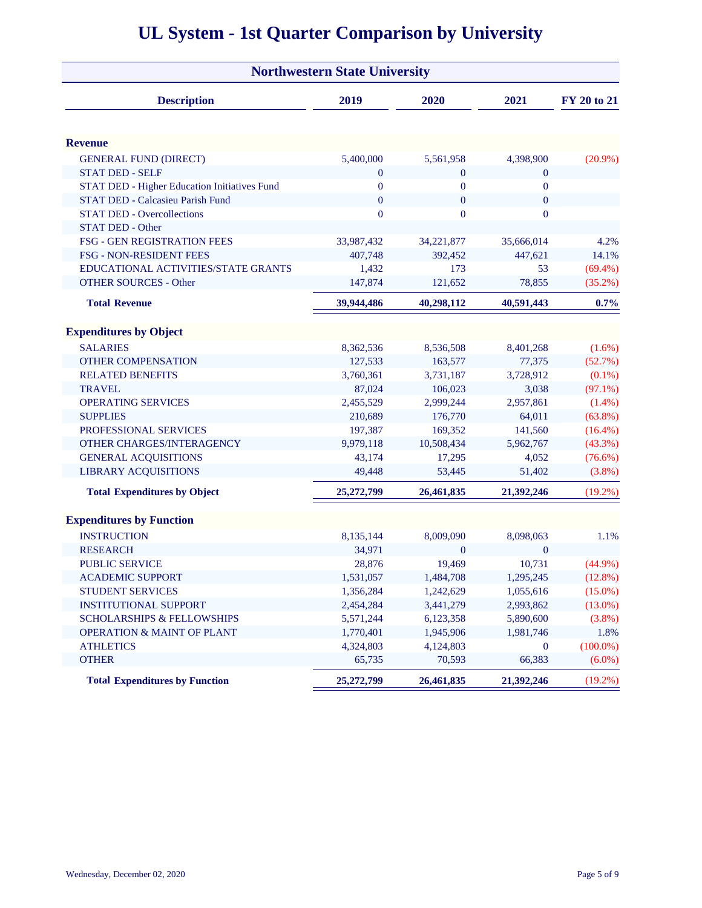# UL System - 1st Quarter Comparison by University

## Northwestern State University

| Description | 2019 | 2020 | 2021 | FY 20 to 21 |
|---|---|---|---|---|
| **Revenue** | | | | |
| GENERAL FUND (DIRECT) | 5,400,000 | 5,561,958 | 4,398,900 | (20.9%) |
| STAT DED - SELF | 0 | 0 | 0 | |
| STAT DED - Higher Education Initiatives Fund | 0 | 0 | 0 | |
| STAT DED - Calcasieu Parish Fund | 0 | 0 | 0 | |
| STAT DED - Overcollections | 0 | 0 | 0 | |
| STAT DED - Other | | | | |
| FSG - GEN REGISTRATION FEES | 33,987,432 | 34,221,877 | 35,666,014 | 4.2% |
| FSG - NON-RESIDENT FEES | 407,748 | 392,452 | 447,621 | 14.1% |
| EDUCATIONAL ACTIVITIES/STATE GRANTS | 1,432 | 173 | 53 | (69.4%) |
| OTHER SOURCES - Other | 147,874 | 121,652 | 78,855 | (35.2%) |
| **Total Revenue** | **39,944,486** | **40,298,112** | **40,591,443** | **0.7%** |
| **Expenditures by Object** | | | | |
| SALARIES | 8,362,536 | 8,536,508 | 8,401,268 | (1.6%) |
| OTHER COMPENSATION | 127,533 | 163,577 | 77,375 | (52.7%) |
| RELATED BENEFITS | 3,760,361 | 3,731,187 | 3,728,912 | (0.1%) |
| TRAVEL | 87,024 | 106,023 | 3,038 | (97.1%) |
| OPERATING SERVICES | 2,455,529 | 2,999,244 | 2,957,861 | (1.4%) |
| SUPPLIES | 210,689 | 176,770 | 64,011 | (63.8%) |
| PROFESSIONAL SERVICES | 197,387 | 169,352 | 141,560 | (16.4%) |
| OTHER CHARGES/INTERAGENCY | 9,979,118 | 10,508,434 | 5,962,767 | (43.3%) |
| GENERAL ACQUISITIONS | 43,174 | 17,295 | 4,052 | (76.6%) |
| LIBRARY ACQUISITIONS | 49,448 | 53,445 | 51,402 | (3.8%) |
| **Total Expenditures by Object** | **25,272,799** | **26,461,835** | **21,392,246** | **(19.2%)** |
| **Expenditures by Function** | | | | |
| INSTRUCTION | 8,135,144 | 8,009,090 | 8,098,063 | 1.1% |
| RESEARCH | 34,971 | 0 | 0 | |
| PUBLIC SERVICE | 28,876 | 19,469 | 10,731 | (44.9%) |
| ACADEMIC SUPPORT | 1,531,057 | 1,484,708 | 1,295,245 | (12.8%) |
| STUDENT SERVICES | 1,356,284 | 1,242,629 | 1,055,616 | (15.0%) |
| INSTITUTIONAL SUPPORT | 2,454,284 | 3,441,279 | 2,993,862 | (13.0%) |
| SCHOLARSHIPS & FELLOWSHIPS | 5,571,244 | 6,123,358 | 5,890,600 | (3.8%) |
| OPERATION & MAINT OF PLANT | 1,770,401 | 1,945,906 | 1,981,746 | 1.8% |
| ATHLETICS | 4,324,803 | 4,124,803 | 0 | (100.0%) |
| OTHER | 65,735 | 70,593 | 66,383 | (6.0%) |
| **Total Expenditures by Function** | **25,272,799** | **26,461,835** | **21,392,246** | **(19.2%)** |

Wednesday, December 02, 2020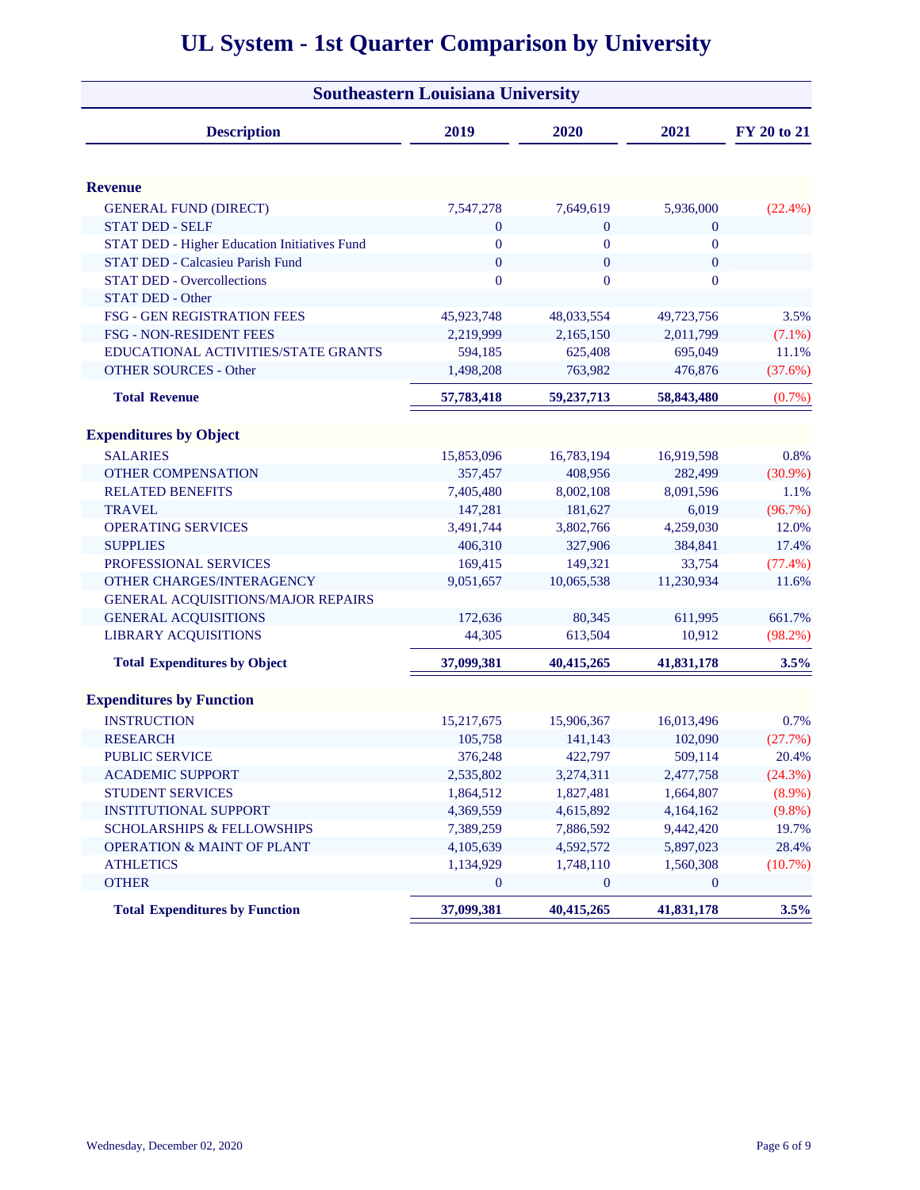# UL System - 1st Quarter Comparison by University

## Southeastern Louisiana University

| Description | 2019 | 2020 | 2021 | FY 20 to 21 |
|---|---|---|---|---|
| **Revenue** | | | | |
| GENERAL FUND (DIRECT) | 7,547,278 | 7,649,619 | 5,936,000 | (22.4%) |
| STAT DED - SELF | 0 | 0 | 0 | |
| STAT DED - Higher Education Initiatives Fund | 0 | 0 | 0 | |
| STAT DED - Calcasieu Parish Fund | 0 | 0 | 0 | |
| STAT DED - Overcollections | 0 | 0 | 0 | |
| STAT DED - Other | | | | |
| FSG - GEN REGISTRATION FEES | 45,923,748 | 48,033,554 | 49,723,756 | 3.5% |
| FSG - NON-RESIDENT FEES | 2,219,999 | 2,165,150 | 2,011,799 | (7.1%) |
| EDUCATIONAL ACTIVITIES/STATE GRANTS | 594,185 | 625,408 | 695,049 | 11.1% |
| OTHER SOURCES - Other | 1,498,208 | 763,982 | 476,876 | (37.6%) |
| **Total Revenue** | **57,783,418** | **59,237,713** | **58,843,480** | (0.7%) |
| **Expenditures by Object** | | | | |
| SALARIES | 15,853,096 | 16,783,194 | 16,919,598 | 0.8% |
| OTHER COMPENSATION | 357,457 | 408,956 | 282,499 | (30.9%) |
| RELATED BENEFITS | 7,405,480 | 8,002,108 | 8,091,596 | 1.1% |
| TRAVEL | 147,281 | 181,627 | 6,019 | (96.7%) |
| OPERATING SERVICES | 3,491,744 | 3,802,766 | 4,259,030 | 12.0% |
| SUPPLIES | 406,310 | 327,906 | 384,841 | 17.4% |
| PROFESSIONAL SERVICES | 169,415 | 149,321 | 33,754 | (77.4%) |
| OTHER CHARGES/INTERAGENCY | 9,051,657 | 10,065,538 | 11,230,934 | 11.6% |
| GENERAL ACQUISITIONS/MAJOR REPAIRS | | | | |
| GENERAL ACQUISITIONS | 172,636 | 80,345 | 611,995 | 661.7% |
| LIBRARY ACQUISITIONS | 44,305 | 613,504 | 10,912 | (98.2%) |
| **Total Expenditures by Object** | **37,099,381** | **40,415,265** | **41,831,178** | **3.5%** |
| **Expenditures by Function** | | | | |
| INSTRUCTION | 15,217,675 | 15,906,367 | 16,013,496 | 0.7% |
| RESEARCH | 105,758 | 141,143 | 102,090 | (27.7%) |
| PUBLIC SERVICE | 376,248 | 422,797 | 509,114 | 20.4% |
| ACADEMIC SUPPORT | 2,535,802 | 3,274,311 | 2,477,758 | (24.3%) |
| STUDENT SERVICES | 1,864,512 | 1,827,481 | 1,664,807 | (8.9%) |
| INSTITUTIONAL SUPPORT | 4,369,559 | 4,615,892 | 4,164,162 | (9.8%) |
| SCHOLARSHIPS & FELLOWSHIPS | 7,389,259 | 7,886,592 | 9,442,420 | 19.7% |
| OPERATION & MAINT OF PLANT | 4,105,639 | 4,592,572 | 5,897,023 | 28.4% |
| ATHLETICS | 1,134,929 | 1,748,110 | 1,560,308 | (10.7%) |
| OTHER | 0 | 0 | 0 | |
| **Total Expenditures by Function** | **37,099,381** | **40,415,265** | **41,831,178** | **3.5%** |

Wednesday, December 02, 2020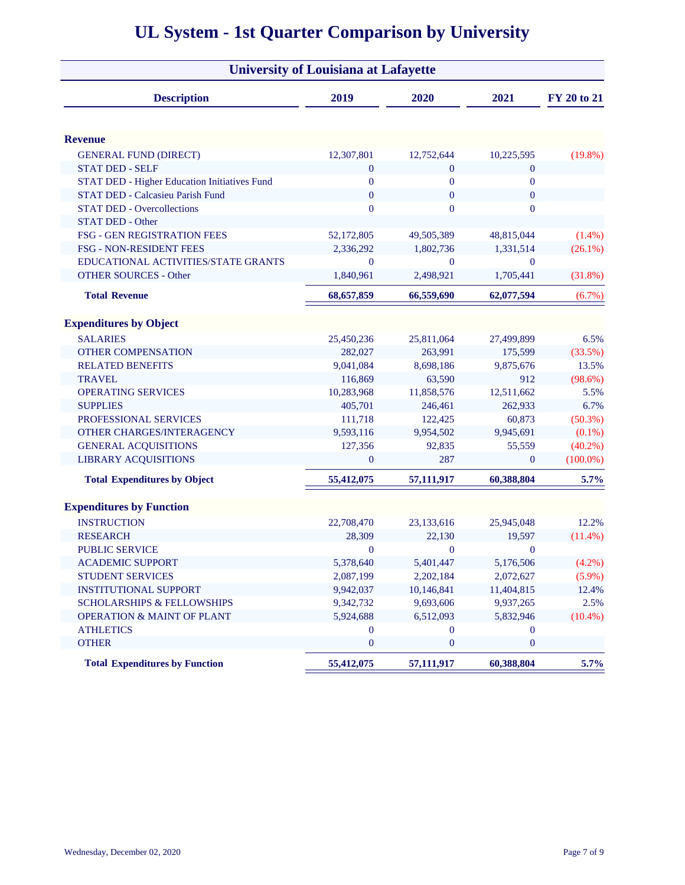# UL System - 1st Quarter Comparison by University

## University of Louisiana at Lafayette

| Description | 2019 | 2020 | 2021 | FY 20 to 21 |
|---|---|---|---|---|
| **Revenue** | | | | |
| GENERAL FUND (DIRECT) | 12,307,801 | 12,752,644 | 10,225,595 | (19.8%) |
| STAT DED - SELF | 0 | 0 | 0 | |
| STAT DED - Higher Education Initiatives Fund | 0 | 0 | 0 | |
| STAT DED - Calcasieu Parish Fund | 0 | 0 | 0 | |
| STAT DED - Overcollections | 0 | 0 | 0 | |
| STAT DED - Other | | | | |
| FSG - GEN REGISTRATION FEES | 52,172,805 | 49,505,389 | 48,815,044 | (1.4%) |
| FSG - NON-RESIDENT FEES | 2,336,292 | 1,802,736 | 1,331,514 | (26.1%) |
| EDUCATIONAL ACTIVITIES/STATE GRANTS | 0 | 0 | 0 | |
| OTHER SOURCES - Other | 1,840,961 | 2,498,921 | 1,705,441 | (31.8%) |
| **Total Revenue** | **68,657,859** | **66,559,690** | **62,077,594** | (6.7%) |
| **Expenditures by Object** | | | | |
| SALARIES | 25,450,236 | 25,811,064 | 27,499,899 | 6.5% |
| OTHER COMPENSATION | 282,027 | 263,991 | 175,599 | (33.5%) |
| RELATED BENEFITS | 9,041,084 | 8,698,186 | 9,875,676 | 13.5% |
| TRAVEL | 116,869 | 63,590 | 912 | (98.6%) |
| OPERATING SERVICES | 10,283,968 | 11,858,576 | 12,511,662 | 5.5% |
| SUPPLIES | 405,701 | 246,461 | 262,933 | 6.7% |
| PROFESSIONAL SERVICES | 111,718 | 122,425 | 60,873 | (50.3%) |
| OTHER CHARGES/INTERAGENCY | 9,593,116 | 9,954,502 | 9,945,691 | (0.1%) |
| GENERAL ACQUISITIONS | 127,356 | 92,835 | 55,559 | (40.2%) |
| LIBRARY ACQUISITIONS | 0 | 287 | 0 | (100.0%) |
| **Total Expenditures by Object** | **55,412,075** | **57,111,917** | **60,388,804** | **5.7%** |
| **Expenditures by Function** | | | | |
| INSTRUCTION | 22,708,470 | 23,133,616 | 25,945,048 | 12.2% |
| RESEARCH | 28,309 | 22,130 | 19,597 | (11.4%) |
| PUBLIC SERVICE | 0 | 0 | 0 | |
| ACADEMIC SUPPORT | 5,378,640 | 5,401,447 | 5,176,506 | (4.2%) |
| STUDENT SERVICES | 2,087,199 | 2,202,184 | 2,072,627 | (5.9%) |
| INSTITUTIONAL SUPPORT | 9,942,037 | 10,146,841 | 11,404,815 | 12.4% |
| SCHOLARSHIPS & FELLOWSHIPS | 9,342,732 | 9,693,606 | 9,937,265 | 2.5% |
| OPERATION & MAINT OF PLANT | 5,924,688 | 6,512,093 | 5,832,946 | (10.4%) |
| ATHLETICS | 0 | 0 | 0 | |
| OTHER | 0 | 0 | 0 | |
| **Total Expenditures by Function** | **55,412,075** | **57,111,917** | **60,388,804** | **5.7%** |

Wednesday, December 02, 2020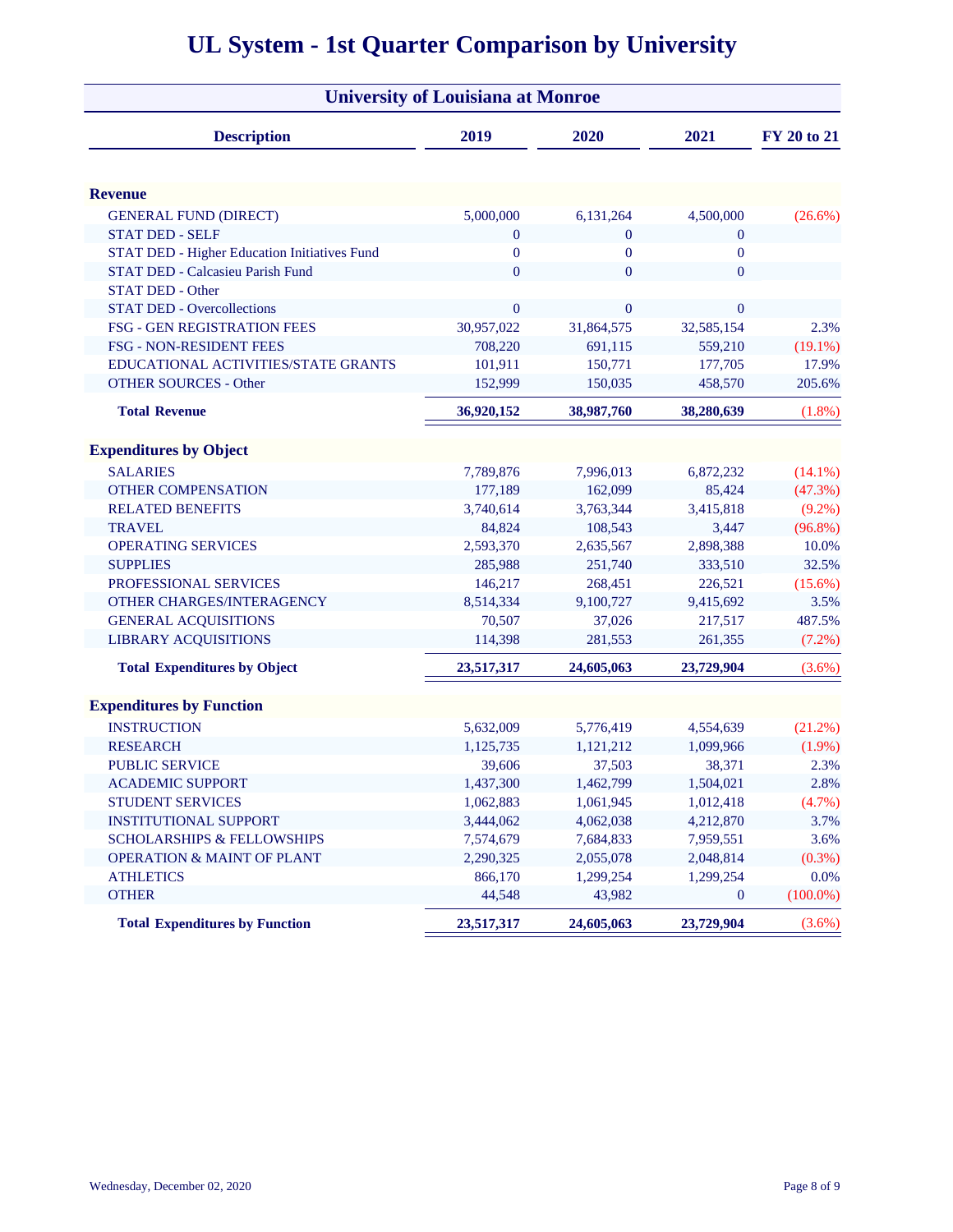# UL System - 1st Quarter Comparison by University

## University of Louisiana at Monroe

| Description | 2019 | 2020 | 2021 | FY 20 to 21 |
|---|---|---|---|---|
| **Revenue** | | | | |
| GENERAL FUND (DIRECT) | 5,000,000 | 6,131,264 | 4,500,000 | (26.6%) |
| STAT DED - SELF | 0 | 0 | 0 | |
| STAT DED - Higher Education Initiatives Fund | 0 | 0 | 0 | |
| STAT DED - Calcasieu Parish Fund | 0 | 0 | 0 | |
| STAT DED - Other | | | | |
| STAT DED - Overcollections | 0 | 0 | 0 | |
| FSG - GEN REGISTRATION FEES | 30,957,022 | 31,864,575 | 32,585,154 | 2.3% |
| FSG - NON-RESIDENT FEES | 708,220 | 691,115 | 559,210 | (19.1%) |
| EDUCATIONAL ACTIVITIES/STATE GRANTS | 101,911 | 150,771 | 177,705 | 17.9% |
| OTHER SOURCES - Other | 152,999 | 150,035 | 458,570 | 205.6% |
| **Total Revenue** | **36,920,152** | **38,987,760** | **38,280,639** | (1.8%) |
| **Expenditures by Object** | | | | |
| SALARIES | 7,789,876 | 7,996,013 | 6,872,232 | (14.1%) |
| OTHER COMPENSATION | 177,189 | 162,099 | 85,424 | (47.3%) |
| RELATED BENEFITS | 3,740,614 | 3,763,344 | 3,415,818 | (9.2%) |
| TRAVEL | 84,824 | 108,543 | 3,447 | (96.8%) |
| OPERATING SERVICES | 2,593,370 | 2,635,567 | 2,898,388 | 10.0% |
| SUPPLIES | 285,988 | 251,740 | 333,510 | 32.5% |
| PROFESSIONAL SERVICES | 146,217 | 268,451 | 226,521 | (15.6%) |
| OTHER CHARGES/INTERAGENCY | 8,514,334 | 9,100,727 | 9,415,692 | 3.5% |
| GENERAL ACQUISITIONS | 70,507 | 37,026 | 217,517 | 487.5% |
| LIBRARY ACQUISITIONS | 114,398 | 281,553 | 261,355 | (7.2%) |
| **Total Expenditures by Object** | **23,517,317** | **24,605,063** | **23,729,904** | (3.6%) |
| **Expenditures by Function** | | | | |
| INSTRUCTION | 5,632,009 | 5,776,419 | 4,554,639 | (21.2%) |
| RESEARCH | 1,125,735 | 1,121,212 | 1,099,966 | (1.9%) |
| PUBLIC SERVICE | 39,606 | 37,503 | 38,371 | 2.3% |
| ACADEMIC SUPPORT | 1,437,300 | 1,462,799 | 1,504,021 | 2.8% |
| STUDENT SERVICES | 1,062,883 | 1,061,945 | 1,012,418 | (4.7%) |
| INSTITUTIONAL SUPPORT | 3,444,062 | 4,062,038 | 4,212,870 | 3.7% |
| SCHOLARSHIPS & FELLOWSHIPS | 7,574,679 | 7,684,833 | 7,959,551 | 3.6% |
| OPERATION & MAINT OF PLANT | 2,290,325 | 2,055,078 | 2,048,814 | (0.3%) |
| ATHLETICS | 866,170 | 1,299,254 | 1,299,254 | 0.0% |
| OTHER | 44,548 | 43,982 | 0 | (100.0%) |
| **Total Expenditures by Function** | **23,517,317** | **24,605,063** | **23,729,904** | (3.6%) |

Wednesday, December 02, 2020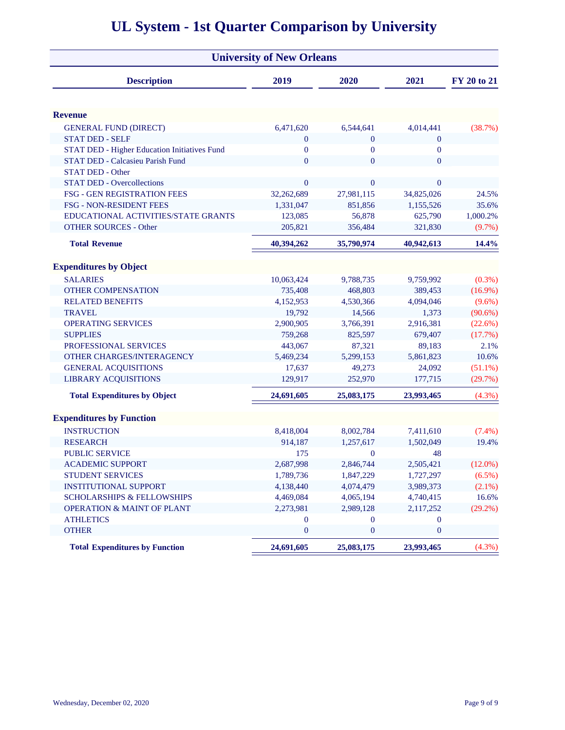# UL System - 1st Quarter Comparison by University

## University of New Orleans

| Description | 2019 | 2020 | 2021 | FY 20 to 21 |
|---|---|---|---|---|
| **Revenue** | | | | |
| GENERAL FUND (DIRECT) | 6,471,620 | 6,544,641 | 4,014,441 | (38.7%) |
| STAT DED - SELF | 0 | 0 | 0 | |
| STAT DED - Higher Education Initiatives Fund | 0 | 0 | 0 | |
| STAT DED - Calcasieu Parish Fund | 0 | 0 | 0 | |
| STAT DED - Other | | | | |
| STAT DED - Overcollections | 0 | 0 | 0 | |
| FSG - GEN REGISTRATION FEES | 32,262,689 | 27,981,115 | 34,825,026 | 24.5% |
| FSG - NON-RESIDENT FEES | 1,331,047 | 851,856 | 1,155,526 | 35.6% |
| EDUCATIONAL ACTIVITIES/STATE GRANTS | 123,085 | 56,878 | 625,790 | 1,000.2% |
| OTHER SOURCES - Other | 205,821 | 356,484 | 321,830 | (9.7%) |
| **Total Revenue** | **40,394,262** | **35,790,974** | **40,942,613** | **14.4%** |
| **Expenditures by Object** | | | | |
| SALARIES | 10,063,424 | 9,788,735 | 9,759,992 | (0.3%) |
| OTHER COMPENSATION | 735,408 | 468,803 | 389,453 | (16.9%) |
| RELATED BENEFITS | 4,152,953 | 4,530,366 | 4,094,046 | (9.6%) |
| TRAVEL | 19,792 | 14,566 | 1,373 | (90.6%) |
| OPERATING SERVICES | 2,900,905 | 3,766,391 | 2,916,381 | (22.6%) |
| SUPPLIES | 759,268 | 825,597 | 679,407 | (17.7%) |
| PROFESSIONAL SERVICES | 443,067 | 87,321 | 89,183 | 2.1% |
| OTHER CHARGES/INTERAGENCY | 5,469,234 | 5,299,153 | 5,861,823 | 10.6% |
| GENERAL ACQUISITIONS | 17,637 | 49,273 | 24,092 | (51.1%) |
| LIBRARY ACQUISITIONS | 129,917 | 252,970 | 177,715 | (29.7%) |
| **Total Expenditures by Object** | **24,691,605** | **25,083,175** | **23,993,465** | (4.3%) |
| **Expenditures by Function** | | | | |
| INSTRUCTION | 8,418,004 | 8,002,784 | 7,411,610 | (7.4%) |
| RESEARCH | 914,187 | 1,257,617 | 1,502,049 | 19.4% |
| PUBLIC SERVICE | 175 | 0 | 48 | |
| ACADEMIC SUPPORT | 2,687,998 | 2,846,744 | 2,505,421 | (12.0%) |
| STUDENT SERVICES | 1,789,736 | 1,847,229 | 1,727,297 | (6.5%) |
| INSTITUTIONAL SUPPORT | 4,138,440 | 4,074,479 | 3,989,373 | (2.1%) |
| SCHOLARSHIPS & FELLOWSHIPS | 4,469,084 | 4,065,194 | 4,740,415 | 16.6% |
| OPERATION & MAINT OF PLANT | 2,273,981 | 2,989,128 | 2,117,252 | (29.2%) |
| ATHLETICS | 0 | 0 | 0 | |
| OTHER | 0 | 0 | 0 | |
| **Total Expenditures by Function** | **24,691,605** | **25,083,175** | **23,993,465** | (4.3%) |

Wednesday, December 02, 2020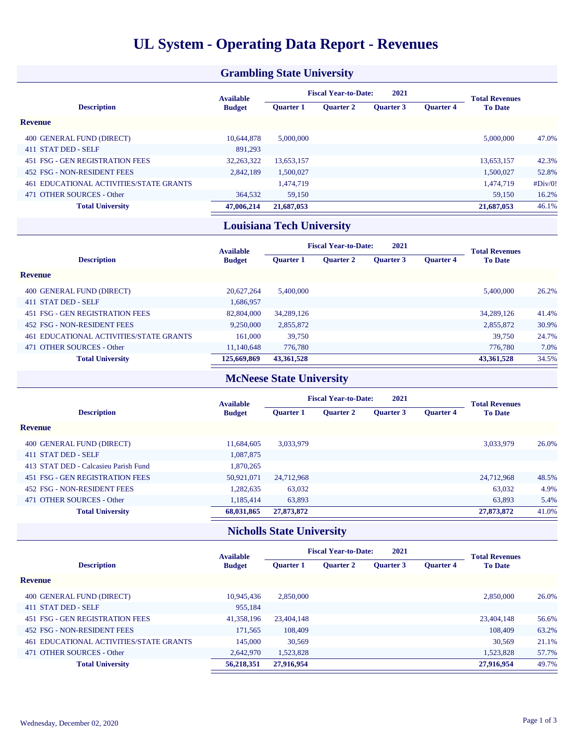# UL System - Operating Data Report - Revenues

## Grambling State University

| Description | Available Budget | Fiscal Year-to-Date: 2021 Quarter 1 | Quarter 2 | Quarter 3 | Quarter 4 | Total Revenues To Date | |
|---|---|---|---|---|---|---|---|
| **Revenue** | | | | | | | |
| 400 GENERAL FUND (DIRECT) | 10,644,878 | 5,000,000 | | | | 5,000,000 | 47.0% |
| 411 STAT DED - SELF | 891,293 | | | | | | |
| 451 FSG - GEN REGISTRATION FEES | 32,263,322 | 13,653,157 | | | | 13,653,157 | 42.3% |
| 452 FSG - NON-RESIDENT FEES | 2,842,189 | 1,500,027 | | | | 1,500,027 | 52.8% |
| 461 EDUCATIONAL ACTIVITIES/STATE GRANTS | | 1,474,719 | | | | 1,474,719 | #Div/0! |
| 471 OTHER SOURCES - Other | 364,532 | 59,150 | | | | 59,150 | 16.2% |
| **Total University** | **47,006,214** | **21,687,053** | | | | **21,687,053** | 46.1% |

## Louisiana Tech University

| Description | Available Budget | Fiscal Year-to-Date: 2021 Quarter 1 | Quarter 2 | Quarter 3 | Quarter 4 | Total Revenues To Date | |
|---|---|---|---|---|---|---|---|
| **Revenue** | | | | | | | |
| 400 GENERAL FUND (DIRECT) | 20,627,264 | 5,400,000 | | | | 5,400,000 | 26.2% |
| 411 STAT DED - SELF | 1,686,957 | | | | | | |
| 451 FSG - GEN REGISTRATION FEES | 82,804,000 | 34,289,126 | | | | 34,289,126 | 41.4% |
| 452 FSG - NON-RESIDENT FEES | 9,250,000 | 2,855,872 | | | | 2,855,872 | 30.9% |
| 461 EDUCATIONAL ACTIVITIES/STATE GRANTS | 161,000 | 39,750 | | | | 39,750 | 24.7% |
| 471 OTHER SOURCES - Other | 11,140,648 | 776,780 | | | | 776,780 | 7.0% |
| **Total University** | **125,669,869** | **43,361,528** | | | | **43,361,528** | 34.5% |

## McNeese State University

| Description | Available Budget | Fiscal Year-to-Date: 2021 Quarter 1 | Quarter 2 | Quarter 3 | Quarter 4 | Total Revenues To Date | |
|---|---|---|---|---|---|---|---|
| **Revenue** | | | | | | | |
| 400 GENERAL FUND (DIRECT) | 11,684,605 | 3,033,979 | | | | 3,033,979 | 26.0% |
| 411 STAT DED - SELF | 1,087,875 | | | | | | |
| 413 STAT DED - Calcasieu Parish Fund | 1,870,265 | | | | | | |
| 451 FSG - GEN REGISTRATION FEES | 50,921,071 | 24,712,968 | | | | 24,712,968 | 48.5% |
| 452 FSG - NON-RESIDENT FEES | 1,282,635 | 63,032 | | | | 63,032 | 4.9% |
| 471 OTHER SOURCES - Other | 1,185,414 | 63,893 | | | | 63,893 | 5.4% |
| **Total University** | **68,031,865** | **27,873,872** | | | | **27,873,872** | 41.0% |

## Nicholls State University

| Description | Available Budget | Fiscal Year-to-Date: 2021 Quarter 1 | Quarter 2 | Quarter 3 | Quarter 4 | Total Revenues To Date | |
|---|---|---|---|---|---|---|---|
| **Revenue** | | | | | | | |
| 400 GENERAL FUND (DIRECT) | 10,945,436 | 2,850,000 | | | | 2,850,000 | 26.0% |
| 411 STAT DED - SELF | 955,184 | | | | | | |
| 451 FSG - GEN REGISTRATION FEES | 41,358,196 | 23,404,148 | | | | 23,404,148 | 56.6% |
| 452 FSG - NON-RESIDENT FEES | 171,565 | 108,409 | | | | 108,409 | 63.2% |
| 461 EDUCATIONAL ACTIVITIES/STATE GRANTS | 145,000 | 30,569 | | | | 30,569 | 21.1% |
| 471 OTHER SOURCES - Other | 2,642,970 | 1,523,828 | | | | 1,523,828 | 57.7% |
| **Total University** | **56,218,351** | **27,916,954** | | | | **27,916,954** | 49.7% |

Wednesday, December 02, 2020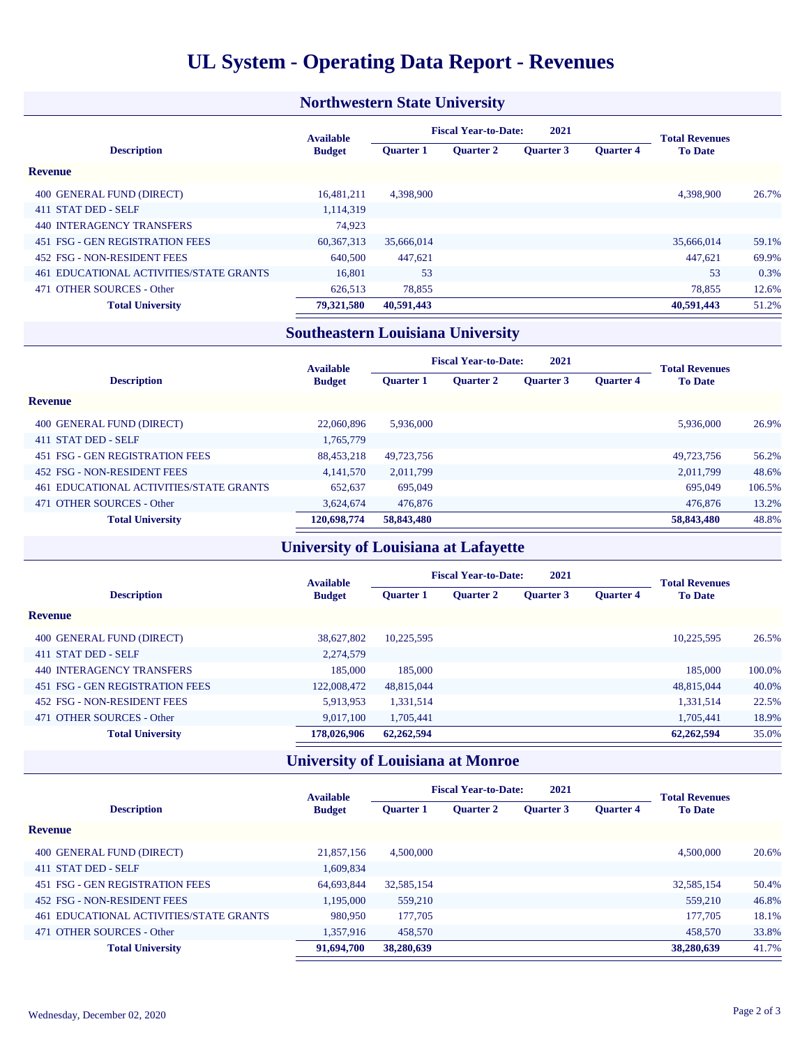# UL System - Operating Data Report - Revenues

## Northwestern State University

| Description | Available Budget | Fiscal Year-to-Date: 2021 Quarter 1 | Quarter 2 | Quarter 3 | Quarter 4 | Total Revenues To Date | |
|---|---|---|---|---|---|---|---|
| **Revenue** | | | | | | | |
| 400 GENERAL FUND (DIRECT) | 16,481,211 | 4,398,900 | | | | 4,398,900 | 26.7% |
| 411 STAT DED - SELF | 1,114,319 | | | | | | |
| 440 INTERAGENCY TRANSFERS | 74,923 | | | | | | |
| 451 FSG - GEN REGISTRATION FEES | 60,367,313 | 35,666,014 | | | | 35,666,014 | 59.1% |
| 452 FSG - NON-RESIDENT FEES | 640,500 | 447,621 | | | | 447,621 | 69.9% |
| 461 EDUCATIONAL ACTIVITIES/STATE GRANTS | 16,801 | 53 | | | | 53 | 0.3% |
| 471 OTHER SOURCES - Other | 626,513 | 78,855 | | | | 78,855 | 12.6% |
| **Total University** | **79,321,580** | **40,591,443** | | | | **40,591,443** | 51.2% |

## Southeastern Louisiana University

| Description | Available Budget | Fiscal Year-to-Date: 2021 Quarter 1 | Quarter 2 | Quarter 3 | Quarter 4 | Total Revenues To Date | |
|---|---|---|---|---|---|---|---|
| **Revenue** | | | | | | | |
| 400 GENERAL FUND (DIRECT) | 22,060,896 | 5,936,000 | | | | 5,936,000 | 26.9% |
| 411 STAT DED - SELF | 1,765,779 | | | | | | |
| 451 FSG - GEN REGISTRATION FEES | 88,453,218 | 49,723,756 | | | | 49,723,756 | 56.2% |
| 452 FSG - NON-RESIDENT FEES | 4,141,570 | 2,011,799 | | | | 2,011,799 | 48.6% |
| 461 EDUCATIONAL ACTIVITIES/STATE GRANTS | 652,637 | 695,049 | | | | 695,049 | 106.5% |
| 471 OTHER SOURCES - Other | 3,624,674 | 476,876 | | | | 476,876 | 13.2% |
| **Total University** | **120,698,774** | **58,843,480** | | | | **58,843,480** | 48.8% |

## University of Louisiana at Lafayette

| Description | Available Budget | Fiscal Year-to-Date: 2021 Quarter 1 | Quarter 2 | Quarter 3 | Quarter 4 | Total Revenues To Date | |
|---|---|---|---|---|---|---|---|
| **Revenue** | | | | | | | |
| 400 GENERAL FUND (DIRECT) | 38,627,802 | 10,225,595 | | | | 10,225,595 | 26.5% |
| 411 STAT DED - SELF | 2,274,579 | | | | | | |
| 440 INTERAGENCY TRANSFERS | 185,000 | 185,000 | | | | 185,000 | 100.0% |
| 451 FSG - GEN REGISTRATION FEES | 122,008,472 | 48,815,044 | | | | 48,815,044 | 40.0% |
| 452 FSG - NON-RESIDENT FEES | 5,913,953 | 1,331,514 | | | | 1,331,514 | 22.5% |
| 471 OTHER SOURCES - Other | 9,017,100 | 1,705,441 | | | | 1,705,441 | 18.9% |
| **Total University** | **178,026,906** | **62,262,594** | | | | **62,262,594** | 35.0% |

## University of Louisiana at Monroe

| Description | Available Budget | Fiscal Year-to-Date: 2021 Quarter 1 | Quarter 2 | Quarter 3 | Quarter 4 | Total Revenues To Date | |
|---|---|---|---|---|---|---|---|
| **Revenue** | | | | | | | |
| 400 GENERAL FUND (DIRECT) | 21,857,156 | 4,500,000 | | | | 4,500,000 | 20.6% |
| 411 STAT DED - SELF | 1,609,834 | | | | | | |
| 451 FSG - GEN REGISTRATION FEES | 64,693,844 | 32,585,154 | | | | 32,585,154 | 50.4% |
| 452 FSG - NON-RESIDENT FEES | 1,195,000 | 559,210 | | | | 559,210 | 46.8% |
| 461 EDUCATIONAL ACTIVITIES/STATE GRANTS | 980,950 | 177,705 | | | | 177,705 | 18.1% |
| 471 OTHER SOURCES - Other | 1,357,916 | 458,570 | | | | 458,570 | 33.8% |
| **Total University** | **91,694,700** | **38,280,639** | | | | **38,280,639** | 41.7% |

Wednesday, December 02, 2020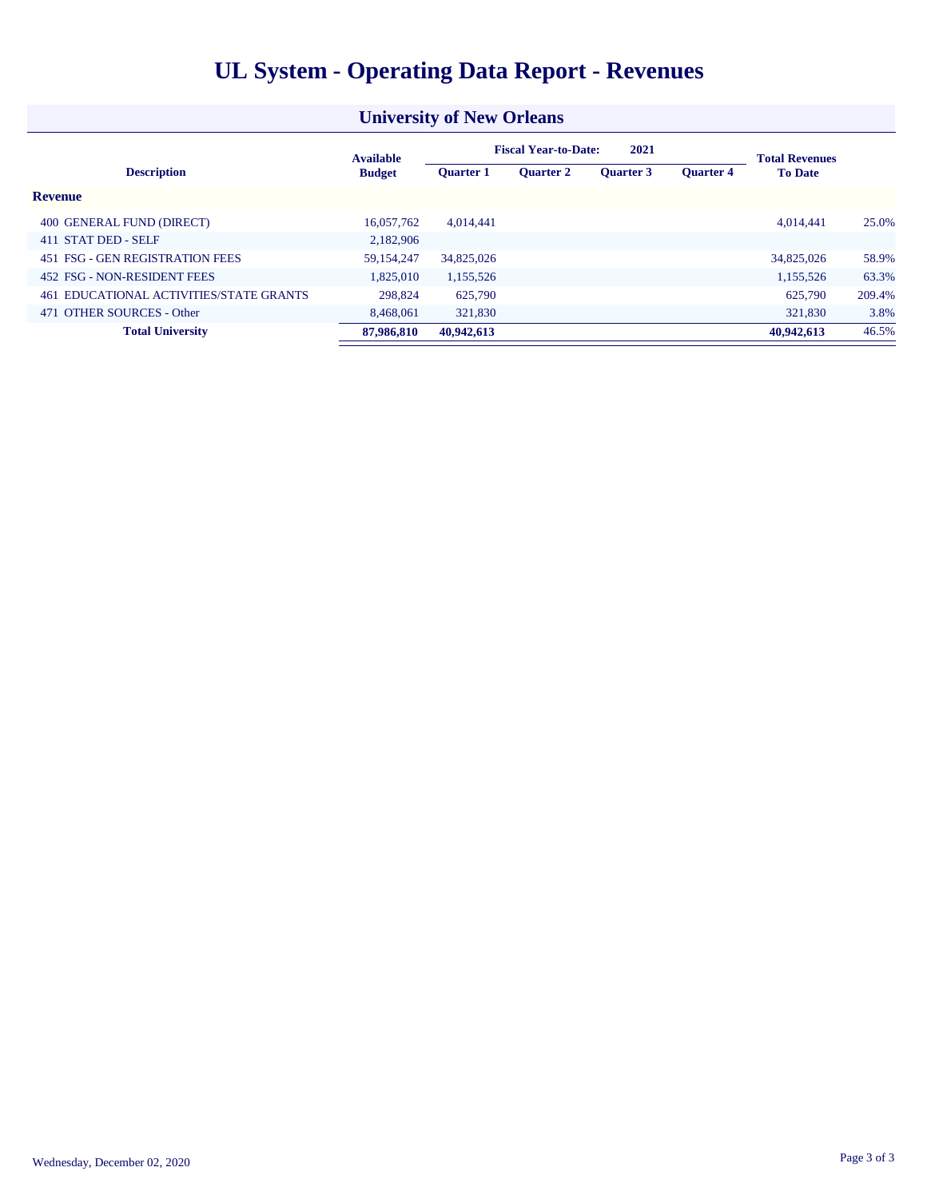# UL System - Operating Data Report - Revenues

## University of New Orleans

| Description | Available Budget | Fiscal Year-to-Date: 2021 Quarter 1 | Quarter 2 | Quarter 3 | Quarter 4 | Total Revenues To Date | |
|---|---|---|---|---|---|---|---|
| **Revenue** | | | | | | | |
| 400 GENERAL FUND (DIRECT) | 16,057,762 | 4,014,441 | | | | 4,014,441 | 25.0% |
| 411 STAT DED - SELF | 2,182,906 | | | | | | |
| 451 FSG - GEN REGISTRATION FEES | 59,154,247 | 34,825,026 | | | | 34,825,026 | 58.9% |
| 452 FSG - NON-RESIDENT FEES | 1,825,010 | 1,155,526 | | | | 1,155,526 | 63.3% |
| 461 EDUCATIONAL ACTIVITIES/STATE GRANTS | 298,824 | 625,790 | | | | 625,790 | 209.4% |
| 471 OTHER SOURCES - Other | 8,468,061 | 321,830 | | | | 321,830 | 3.8% |
| **Total University** | **87,986,810** | **40,942,613** | | | | **40,942,613** | 46.5% |

Wednesday, December 02, 2020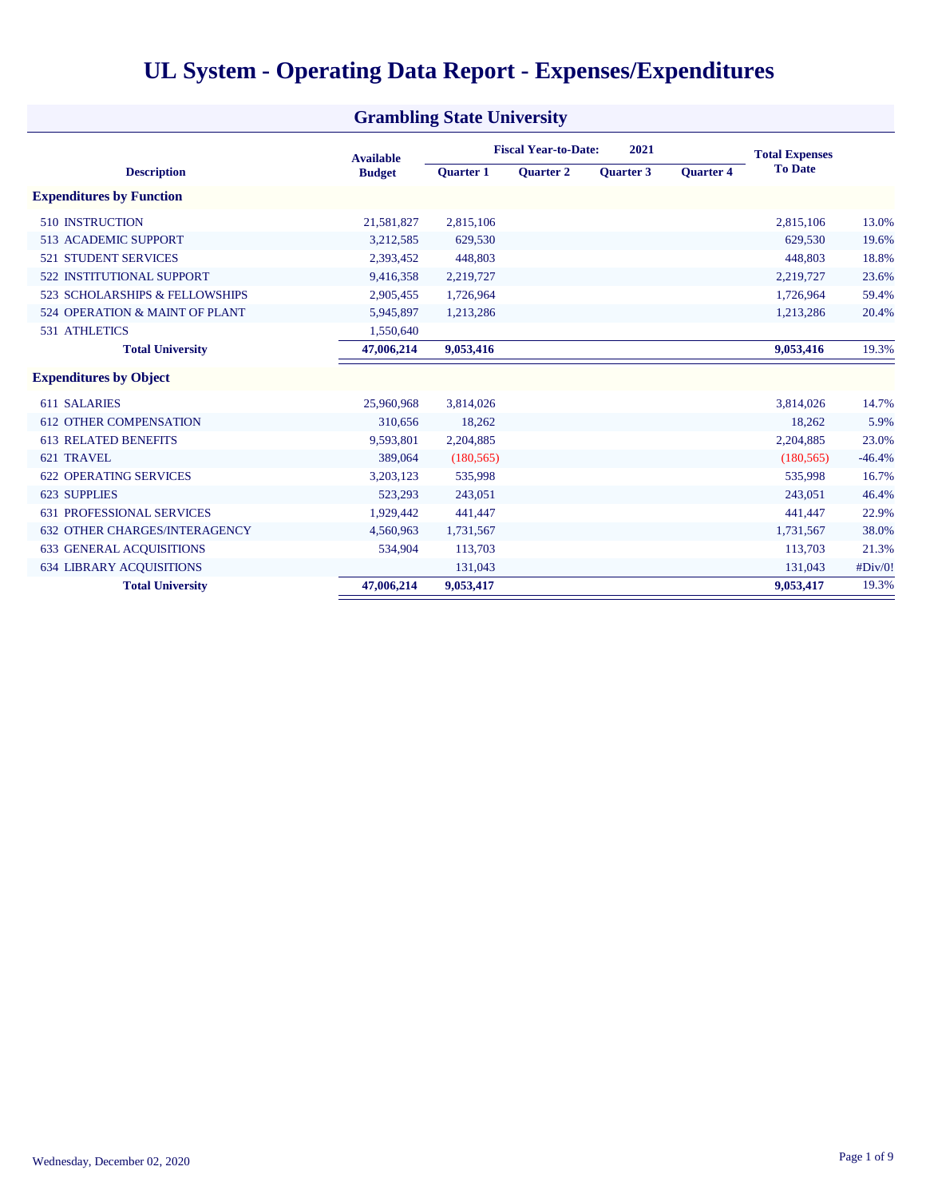# UL System - Operating Data Report - Expenses/Expenditures

## Grambling State University

| Description | Available Budget | Fiscal Year-to-Date: 2021 Quarter 1 | Quarter 2 | Quarter 3 | Quarter 4 | Total Expenses To Date | |
|---|---|---|---|---|---|---|---|
| **Expenditures by Function** | | | | | | | |
| 510 INSTRUCTION | 21,581,827 | 2,815,106 | | | | 2,815,106 | 13.0% |
| 513 ACADEMIC SUPPORT | 3,212,585 | 629,530 | | | | 629,530 | 19.6% |
| 521 STUDENT SERVICES | 2,393,452 | 448,803 | | | | 448,803 | 18.8% |
| 522 INSTITUTIONAL SUPPORT | 9,416,358 | 2,219,727 | | | | 2,219,727 | 23.6% |
| 523 SCHOLARSHIPS & FELLOWSHIPS | 2,905,455 | 1,726,964 | | | | 1,726,964 | 59.4% |
| 524 OPERATION & MAINT OF PLANT | 5,945,897 | 1,213,286 | | | | 1,213,286 | 20.4% |
| 531 ATHLETICS | 1,550,640 | | | | | | |
| **Total University** | **47,006,214** | **9,053,416** | | | | **9,053,416** | 19.3% |
| **Expenditures by Object** | | | | | | | |
| 611 SALARIES | 25,960,968 | 3,814,026 | | | | 3,814,026 | 14.7% |
| 612 OTHER COMPENSATION | 310,656 | 18,262 | | | | 18,262 | 5.9% |
| 613 RELATED BENEFITS | 9,593,801 | 2,204,885 | | | | 2,204,885 | 23.0% |
| 621 TRAVEL | 389,064 | (180,565) | | | | (180,565) | -46.4% |
| 622 OPERATING SERVICES | 3,203,123 | 535,998 | | | | 535,998 | 16.7% |
| 623 SUPPLIES | 523,293 | 243,051 | | | | 243,051 | 46.4% |
| 631 PROFESSIONAL SERVICES | 1,929,442 | 441,447 | | | | 441,447 | 22.9% |
| 632 OTHER CHARGES/INTERAGENCY | 4,560,963 | 1,731,567 | | | | 1,731,567 | 38.0% |
| 633 GENERAL ACQUISITIONS | 534,904 | 113,703 | | | | 113,703 | 21.3% |
| 634 LIBRARY ACQUISITIONS | | 131,043 | | | | 131,043 | #Div/0! |
| **Total University** | **47,006,214** | **9,053,417** | | | | **9,053,417** | 19.3% |

Wednesday, December 02, 2020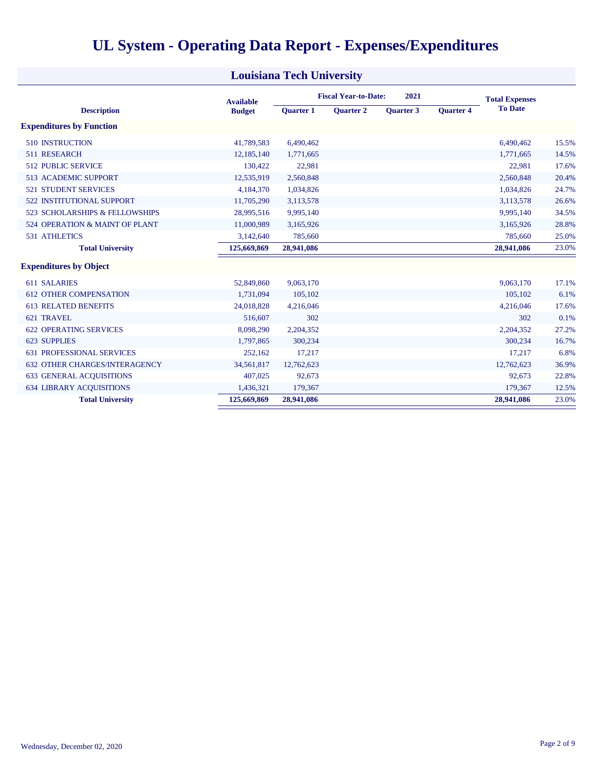# UL System - Operating Data Report - Expenses/Expenditures

## Louisiana Tech University

| Description | Available Budget | Fiscal Year-to-Date: 2021 Quarter 1 | Quarter 2 | Quarter 3 | Quarter 4 | Total Expenses To Date | |
|---|---|---|---|---|---|---|---|
| **Expenditures by Function** | | | | | | | |
| 510 INSTRUCTION | 41,789,583 | 6,490,462 | | | | 6,490,462 | 15.5% |
| 511 RESEARCH | 12,185,140 | 1,771,665 | | | | 1,771,665 | 14.5% |
| 512 PUBLIC SERVICE | 130,422 | 22,981 | | | | 22,981 | 17.6% |
| 513 ACADEMIC SUPPORT | 12,535,919 | 2,560,848 | | | | 2,560,848 | 20.4% |
| 521 STUDENT SERVICES | 4,184,370 | 1,034,826 | | | | 1,034,826 | 24.7% |
| 522 INSTITUTIONAL SUPPORT | 11,705,290 | 3,113,578 | | | | 3,113,578 | 26.6% |
| 523 SCHOLARSHIPS & FELLOWSHIPS | 28,995,516 | 9,995,140 | | | | 9,995,140 | 34.5% |
| 524 OPERATION & MAINT OF PLANT | 11,000,989 | 3,165,926 | | | | 3,165,926 | 28.8% |
| 531 ATHLETICS | 3,142,640 | 785,660 | | | | 785,660 | 25.0% |
| **Total University** | **125,669,869** | **28,941,086** | | | | **28,941,086** | 23.0% |
| **Expenditures by Object** | | | | | | | |
| 611 SALARIES | 52,849,860 | 9,063,170 | | | | 9,063,170 | 17.1% |
| 612 OTHER COMPENSATION | 1,731,094 | 105,102 | | | | 105,102 | 6.1% |
| 613 RELATED BENEFITS | 24,018,828 | 4,216,046 | | | | 4,216,046 | 17.6% |
| 621 TRAVEL | 516,607 | 302 | | | | 302 | 0.1% |
| 622 OPERATING SERVICES | 8,098,290 | 2,204,352 | | | | 2,204,352 | 27.2% |
| 623 SUPPLIES | 1,797,865 | 300,234 | | | | 300,234 | 16.7% |
| 631 PROFESSIONAL SERVICES | 252,162 | 17,217 | | | | 17,217 | 6.8% |
| 632 OTHER CHARGES/INTERAGENCY | 34,561,817 | 12,762,623 | | | | 12,762,623 | 36.9% |
| 633 GENERAL ACQUISITIONS | 407,025 | 92,673 | | | | 92,673 | 22.8% |
| 634 LIBRARY ACQUISITIONS | 1,436,321 | 179,367 | | | | 179,367 | 12.5% |
| **Total University** | **125,669,869** | **28,941,086** | | | | **28,941,086** | 23.0% |

Wednesday, December 02, 2020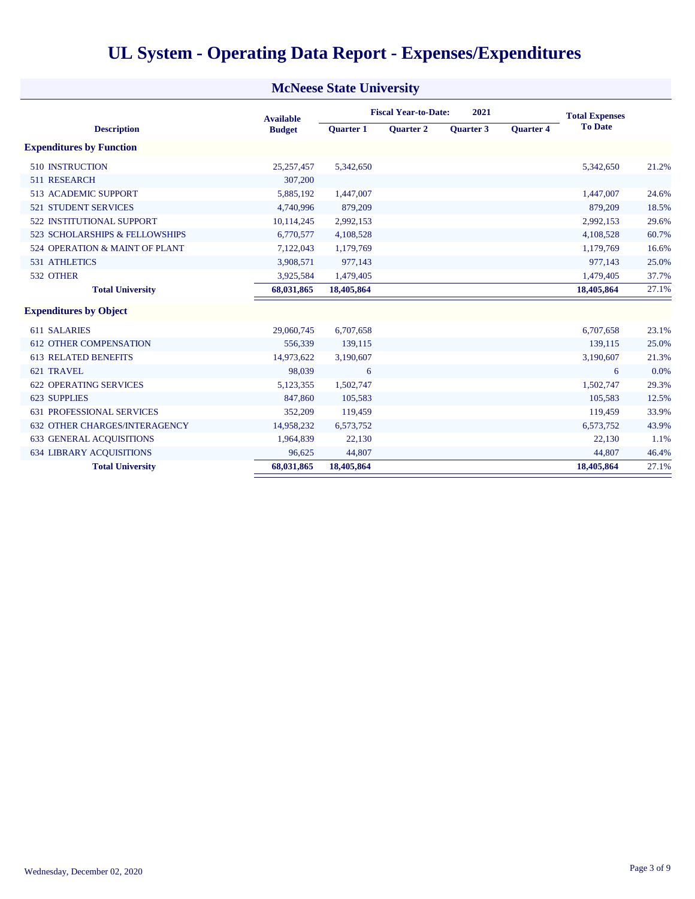# UL System - Operating Data Report - Expenses/Expenditures

## McNeese State University

| Description | Available Budget | Fiscal Year-to-Date: 2021 | | | | Total Expenses To Date | |
|---|---|---|---|---|---|---|---|
| | | Quarter 1 | Quarter 2 | Quarter 3 | Quarter 4 | | |
| **Expenditures by Function** | | | | | | | |
| 510 INSTRUCTION | 25,257,457 | 5,342,650 | | | | 5,342,650 | 21.2% |
| 511 RESEARCH | 307,200 | | | | | | |
| 513 ACADEMIC SUPPORT | 5,885,192 | 1,447,007 | | | | 1,447,007 | 24.6% |
| 521 STUDENT SERVICES | 4,740,996 | 879,209 | | | | 879,209 | 18.5% |
| 522 INSTITUTIONAL SUPPORT | 10,114,245 | 2,992,153 | | | | 2,992,153 | 29.6% |
| 523 SCHOLARSHIPS & FELLOWSHIPS | 6,770,577 | 4,108,528 | | | | 4,108,528 | 60.7% |
| 524 OPERATION & MAINT OF PLANT | 7,122,043 | 1,179,769 | | | | 1,179,769 | 16.6% |
| 531 ATHLETICS | 3,908,571 | 977,143 | | | | 977,143 | 25.0% |
| 532 OTHER | 3,925,584 | 1,479,405 | | | | 1,479,405 | 37.7% |
| **Total University** | **68,031,865** | **18,405,864** | | | | **18,405,864** | 27.1% |
| **Expenditures by Object** | | | | | | | |
| 611 SALARIES | 29,060,745 | 6,707,658 | | | | 6,707,658 | 23.1% |
| 612 OTHER COMPENSATION | 556,339 | 139,115 | | | | 139,115 | 25.0% |
| 613 RELATED BENEFITS | 14,973,622 | 3,190,607 | | | | 3,190,607 | 21.3% |
| 621 TRAVEL | 98,039 | 6 | | | | 6 | 0.0% |
| 622 OPERATING SERVICES | 5,123,355 | 1,502,747 | | | | 1,502,747 | 29.3% |
| 623 SUPPLIES | 847,860 | 105,583 | | | | 105,583 | 12.5% |
| 631 PROFESSIONAL SERVICES | 352,209 | 119,459 | | | | 119,459 | 33.9% |
| 632 OTHER CHARGES/INTERAGENCY | 14,958,232 | 6,573,752 | | | | 6,573,752 | 43.9% |
| 633 GENERAL ACQUISITIONS | 1,964,839 | 22,130 | | | | 22,130 | 1.1% |
| 634 LIBRARY ACQUISITIONS | 96,625 | 44,807 | | | | 44,807 | 46.4% |
| **Total University** | **68,031,865** | **18,405,864** | | | | **18,405,864** | 27.1% |

Wednesday, December 02, 2020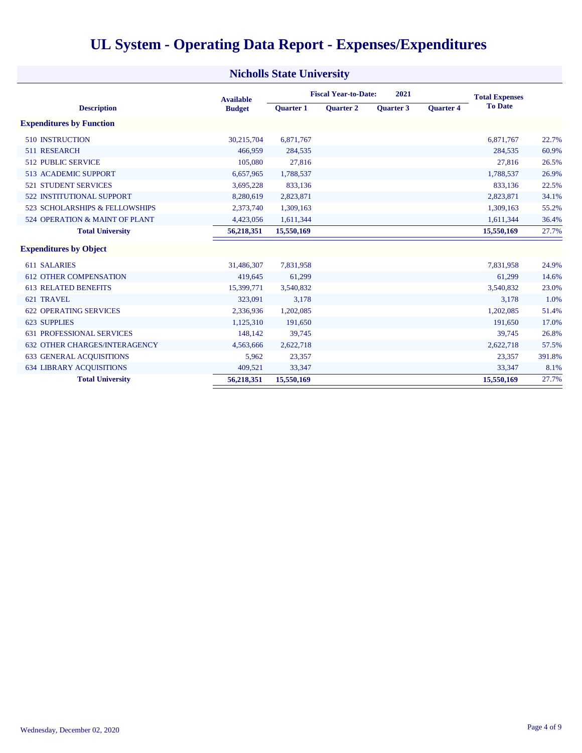# UL System - Operating Data Report - Expenses/Expenditures

## Nicholls State University

| Description | Available Budget | Fiscal Year-to-Date: 2021 Quarter 1 | Quarter 2 | Quarter 3 | Quarter 4 | Total Expenses To Date | |
|---|---|---|---|---|---|---|---|
| **Expenditures by Function** | | | | | | | |
| 510 INSTRUCTION | 30,215,704 | 6,871,767 | | | | 6,871,767 | 22.7% |
| 511 RESEARCH | 466,959 | 284,535 | | | | 284,535 | 60.9% |
| 512 PUBLIC SERVICE | 105,080 | 27,816 | | | | 27,816 | 26.5% |
| 513 ACADEMIC SUPPORT | 6,657,965 | 1,788,537 | | | | 1,788,537 | 26.9% |
| 521 STUDENT SERVICES | 3,695,228 | 833,136 | | | | 833,136 | 22.5% |
| 522 INSTITUTIONAL SUPPORT | 8,280,619 | 2,823,871 | | | | 2,823,871 | 34.1% |
| 523 SCHOLARSHIPS & FELLOWSHIPS | 2,373,740 | 1,309,163 | | | | 1,309,163 | 55.2% |
| 524 OPERATION & MAINT OF PLANT | 4,423,056 | 1,611,344 | | | | 1,611,344 | 36.4% |
| **Total University** | **56,218,351** | **15,550,169** | | | | **15,550,169** | 27.7% |
| **Expenditures by Object** | | | | | | | |
| 611 SALARIES | 31,486,307 | 7,831,958 | | | | 7,831,958 | 24.9% |
| 612 OTHER COMPENSATION | 419,645 | 61,299 | | | | 61,299 | 14.6% |
| 613 RELATED BENEFITS | 15,399,771 | 3,540,832 | | | | 3,540,832 | 23.0% |
| 621 TRAVEL | 323,091 | 3,178 | | | | 3,178 | 1.0% |
| 622 OPERATING SERVICES | 2,336,936 | 1,202,085 | | | | 1,202,085 | 51.4% |
| 623 SUPPLIES | 1,125,310 | 191,650 | | | | 191,650 | 17.0% |
| 631 PROFESSIONAL SERVICES | 148,142 | 39,745 | | | | 39,745 | 26.8% |
| 632 OTHER CHARGES/INTERAGENCY | 4,563,666 | 2,622,718 | | | | 2,622,718 | 57.5% |
| 633 GENERAL ACQUISITIONS | 5,962 | 23,357 | | | | 23,357 | 391.8% |
| 634 LIBRARY ACQUISITIONS | 409,521 | 33,347 | | | | 33,347 | 8.1% |
| **Total University** | **56,218,351** | **15,550,169** | | | | **15,550,169** | 27.7% |

Wednesday, December 02, 2020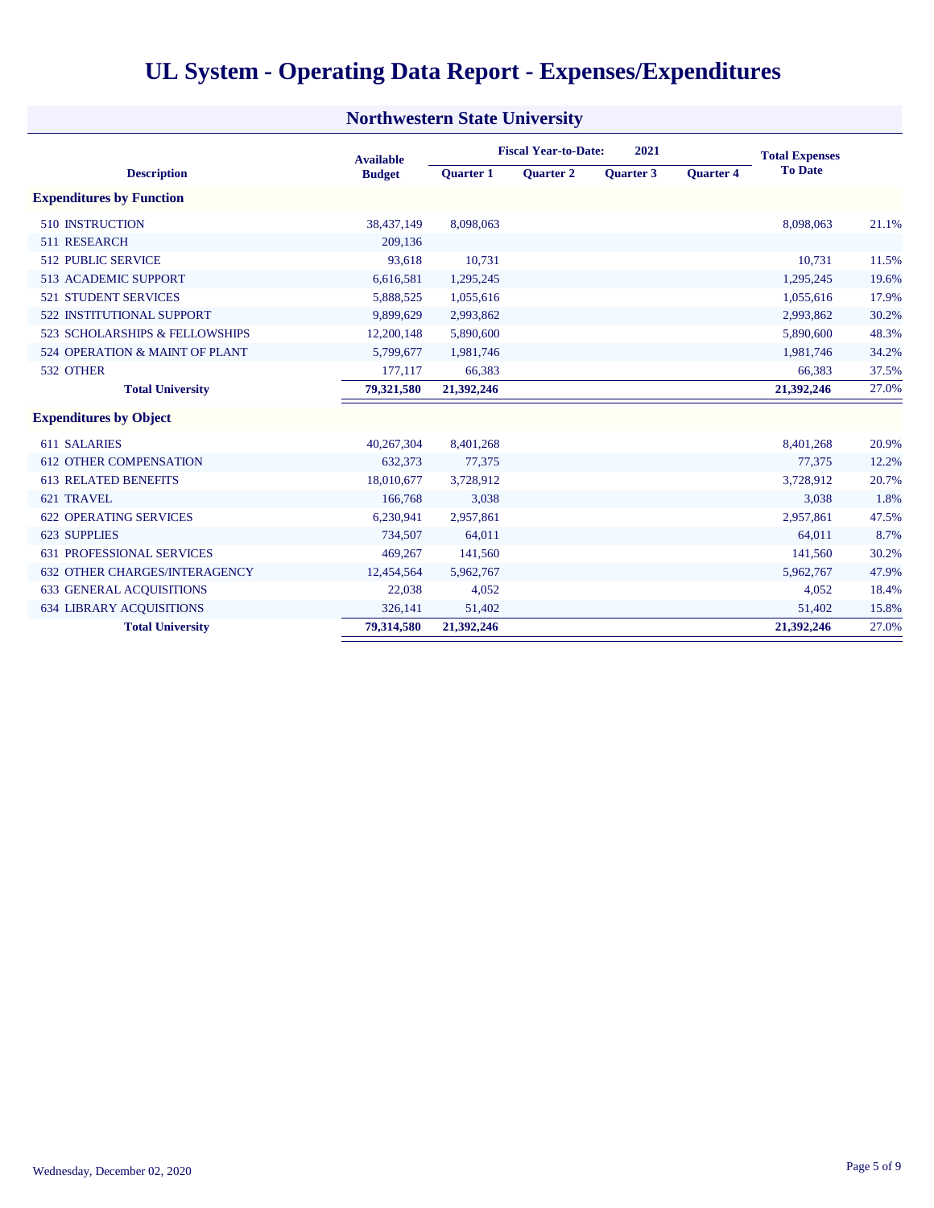# UL System - Operating Data Report - Expenses/Expenditures

## Northwestern State University

| Description | Available Budget | Fiscal Year-to-Date: 2021 Quarter 1 | Quarter 2 | Quarter 3 | Quarter 4 | Total Expenses To Date | |
|---|---|---|---|---|---|---|---|
| **Expenditures by Function** | | | | | | | |
| 510 INSTRUCTION | 38,437,149 | 8,098,063 | | | | 8,098,063 | 21.1% |
| 511 RESEARCH | 209,136 | | | | | | |
| 512 PUBLIC SERVICE | 93,618 | 10,731 | | | | 10,731 | 11.5% |
| 513 ACADEMIC SUPPORT | 6,616,581 | 1,295,245 | | | | 1,295,245 | 19.6% |
| 521 STUDENT SERVICES | 5,888,525 | 1,055,616 | | | | 1,055,616 | 17.9% |
| 522 INSTITUTIONAL SUPPORT | 9,899,629 | 2,993,862 | | | | 2,993,862 | 30.2% |
| 523 SCHOLARSHIPS & FELLOWSHIPS | 12,200,148 | 5,890,600 | | | | 5,890,600 | 48.3% |
| 524 OPERATION & MAINT OF PLANT | 5,799,677 | 1,981,746 | | | | 1,981,746 | 34.2% |
| 532 OTHER | 177,117 | 66,383 | | | | 66,383 | 37.5% |
| **Total University** | **79,321,580** | **21,392,246** | | | | **21,392,246** | 27.0% |
| **Expenditures by Object** | | | | | | | |
| 611 SALARIES | 40,267,304 | 8,401,268 | | | | 8,401,268 | 20.9% |
| 612 OTHER COMPENSATION | 632,373 | 77,375 | | | | 77,375 | 12.2% |
| 613 RELATED BENEFITS | 18,010,677 | 3,728,912 | | | | 3,728,912 | 20.7% |
| 621 TRAVEL | 166,768 | 3,038 | | | | 3,038 | 1.8% |
| 622 OPERATING SERVICES | 6,230,941 | 2,957,861 | | | | 2,957,861 | 47.5% |
| 623 SUPPLIES | 734,507 | 64,011 | | | | 64,011 | 8.7% |
| 631 PROFESSIONAL SERVICES | 469,267 | 141,560 | | | | 141,560 | 30.2% |
| 632 OTHER CHARGES/INTERAGENCY | 12,454,564 | 5,962,767 | | | | 5,962,767 | 47.9% |
| 633 GENERAL ACQUISITIONS | 22,038 | 4,052 | | | | 4,052 | 18.4% |
| 634 LIBRARY ACQUISITIONS | 326,141 | 51,402 | | | | 51,402 | 15.8% |
| **Total University** | **79,314,580** | **21,392,246** | | | | **21,392,246** | 27.0% |

Wednesday, December 02, 2020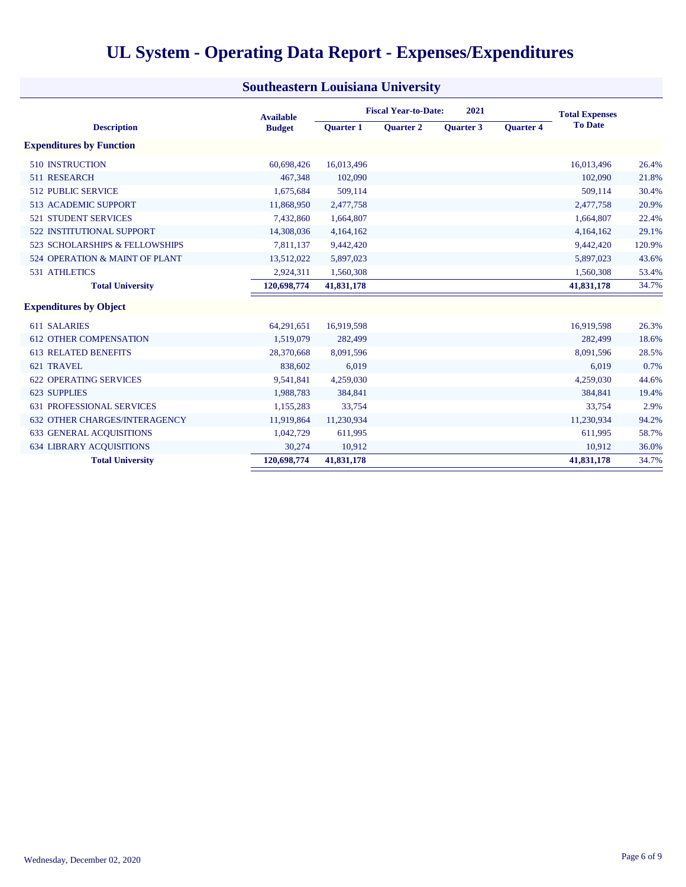# UL System - Operating Data Report - Expenses/Expenditures

## Southeastern Louisiana University

| Description | Available Budget | Fiscal Year-to-Date: 2021 | | | | Total Expenses To Date | |
|---|---|---|---|---|---|---|---|
| | | Quarter 1 | Quarter 2 | Quarter 3 | Quarter 4 | | |
| **Expenditures by Function** | | | | | | | |
| 510 INSTRUCTION | 60,698,426 | 16,013,496 | | | | 16,013,496 | 26.4% |
| 511 RESEARCH | 467,348 | 102,090 | | | | 102,090 | 21.8% |
| 512 PUBLIC SERVICE | 1,675,684 | 509,114 | | | | 509,114 | 30.4% |
| 513 ACADEMIC SUPPORT | 11,868,950 | 2,477,758 | | | | 2,477,758 | 20.9% |
| 521 STUDENT SERVICES | 7,432,860 | 1,664,807 | | | | 1,664,807 | 22.4% |
| 522 INSTITUTIONAL SUPPORT | 14,308,036 | 4,164,162 | | | | 4,164,162 | 29.1% |
| 523 SCHOLARSHIPS & FELLOWSHIPS | 7,811,137 | 9,442,420 | | | | 9,442,420 | 120.9% |
| 524 OPERATION & MAINT OF PLANT | 13,512,022 | 5,897,023 | | | | 5,897,023 | 43.6% |
| 531 ATHLETICS | 2,924,311 | 1,560,308 | | | | 1,560,308 | 53.4% |
| **Total University** | **120,698,774** | **41,831,178** | | | | **41,831,178** | 34.7% |
| **Expenditures by Object** | | | | | | | |
| 611 SALARIES | 64,291,651 | 16,919,598 | | | | 16,919,598 | 26.3% |
| 612 OTHER COMPENSATION | 1,519,079 | 282,499 | | | | 282,499 | 18.6% |
| 613 RELATED BENEFITS | 28,370,668 | 8,091,596 | | | | 8,091,596 | 28.5% |
| 621 TRAVEL | 838,602 | 6,019 | | | | 6,019 | 0.7% |
| 622 OPERATING SERVICES | 9,541,841 | 4,259,030 | | | | 4,259,030 | 44.6% |
| 623 SUPPLIES | 1,988,783 | 384,841 | | | | 384,841 | 19.4% |
| 631 PROFESSIONAL SERVICES | 1,155,283 | 33,754 | | | | 33,754 | 2.9% |
| 632 OTHER CHARGES/INTERAGENCY | 11,919,864 | 11,230,934 | | | | 11,230,934 | 94.2% |
| 633 GENERAL ACQUISITIONS | 1,042,729 | 611,995 | | | | 611,995 | 58.7% |
| 634 LIBRARY ACQUISITIONS | 30,274 | 10,912 | | | | 10,912 | 36.0% |
| **Total University** | **120,698,774** | **41,831,178** | | | | **41,831,178** | 34.7% |

Wednesday, December 02, 2020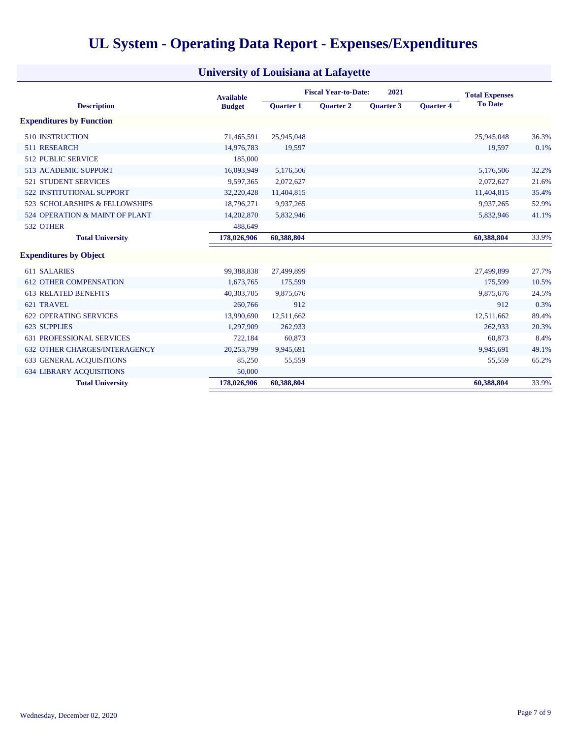# UL System - Operating Data Report - Expenses/Expenditures

## University of Louisiana at Lafayette

| Description | Available Budget | Fiscal Year-to-Date: 2021 Quarter 1 | Quarter 2 | Quarter 3 | Quarter 4 | Total Expenses To Date | |
|---|---|---|---|---|---|---|---|
| **Expenditures by Function** | | | | | | | |
| 510 INSTRUCTION | 71,465,591 | 25,945,048 | | | | 25,945,048 | 36.3% |
| 511 RESEARCH | 14,976,783 | 19,597 | | | | 19,597 | 0.1% |
| 512 PUBLIC SERVICE | 185,000 | | | | | | |
| 513 ACADEMIC SUPPORT | 16,093,949 | 5,176,506 | | | | 5,176,506 | 32.2% |
| 521 STUDENT SERVICES | 9,597,365 | 2,072,627 | | | | 2,072,627 | 21.6% |
| 522 INSTITUTIONAL SUPPORT | 32,220,428 | 11,404,815 | | | | 11,404,815 | 35.4% |
| 523 SCHOLARSHIPS & FELLOWSHIPS | 18,796,271 | 9,937,265 | | | | 9,937,265 | 52.9% |
| 524 OPERATION & MAINT OF PLANT | 14,202,870 | 5,832,946 | | | | 5,832,946 | 41.1% |
| 532 OTHER | 488,649 | | | | | | |
| **Total University** | **178,026,906** | **60,388,804** | | | | **60,388,804** | 33.9% |
| **Expenditures by Object** | | | | | | | |
| 611 SALARIES | 99,388,838 | 27,499,899 | | | | 27,499,899 | 27.7% |
| 612 OTHER COMPENSATION | 1,673,765 | 175,599 | | | | 175,599 | 10.5% |
| 613 RELATED BENEFITS | 40,303,705 | 9,875,676 | | | | 9,875,676 | 24.5% |
| 621 TRAVEL | 260,766 | 912 | | | | 912 | 0.3% |
| 622 OPERATING SERVICES | 13,990,690 | 12,511,662 | | | | 12,511,662 | 89.4% |
| 623 SUPPLIES | 1,297,909 | 262,933 | | | | 262,933 | 20.3% |
| 631 PROFESSIONAL SERVICES | 722,184 | 60,873 | | | | 60,873 | 8.4% |
| 632 OTHER CHARGES/INTERAGENCY | 20,253,799 | 9,945,691 | | | | 9,945,691 | 49.1% |
| 633 GENERAL ACQUISITIONS | 85,250 | 55,559 | | | | 55,559 | 65.2% |
| 634 LIBRARY ACQUISITIONS | 50,000 | | | | | | |
| **Total University** | **178,026,906** | **60,388,804** | | | | **60,388,804** | 33.9% |

Wednesday, December 02, 2020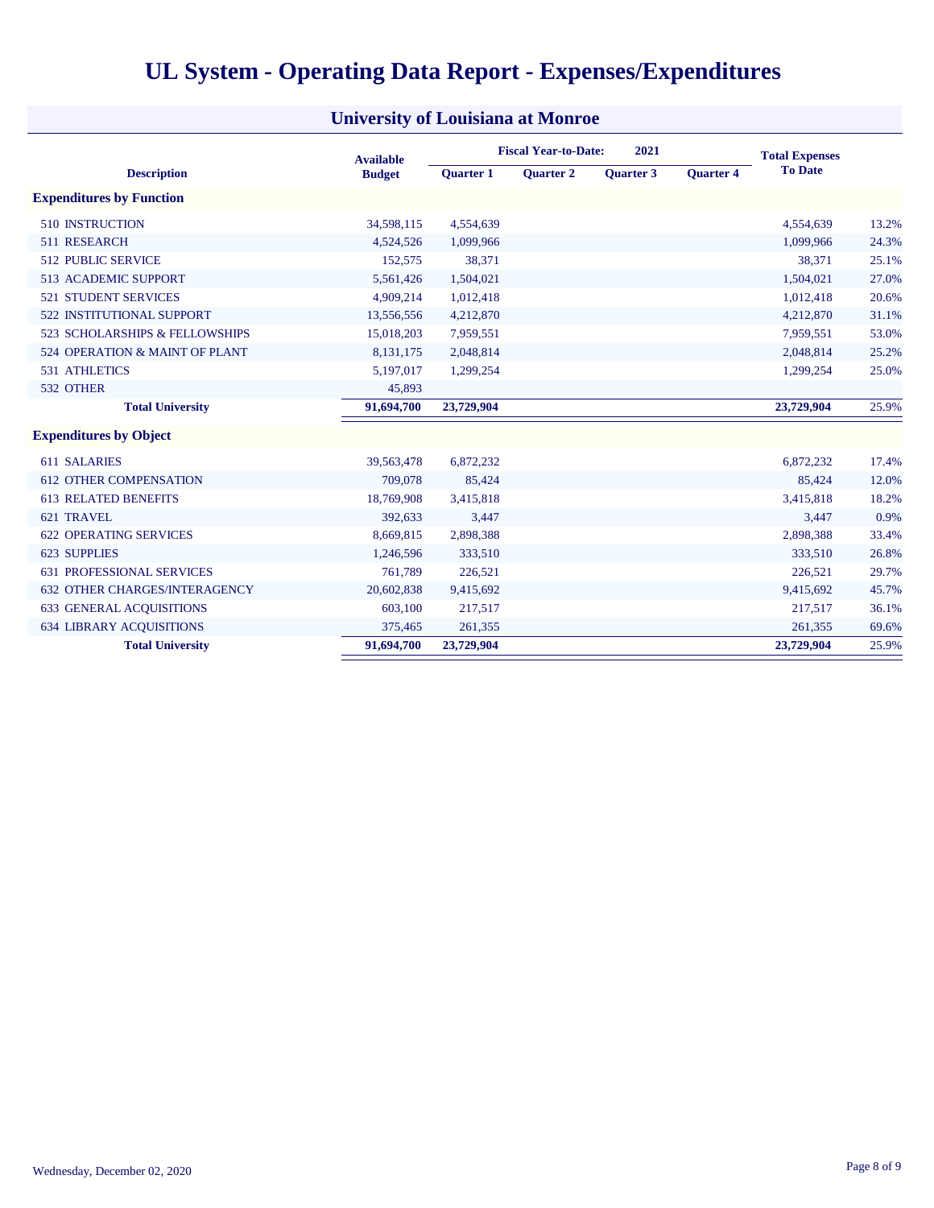# UL System - Operating Data Report - Expenses/Expenditures

## University of Louisiana at Monroe

| Description | Available Budget | Fiscal Year-to-Date: 2021 Quarter 1 | Quarter 2 | Quarter 3 | Quarter 4 | Total Expenses To Date | |
|---|---|---|---|---|---|---|---|
| **Expenditures by Function** | | | | | | | |
| 510 INSTRUCTION | 34,598,115 | 4,554,639 | | | | 4,554,639 | 13.2% |
| 511 RESEARCH | 4,524,526 | 1,099,966 | | | | 1,099,966 | 24.3% |
| 512 PUBLIC SERVICE | 152,575 | 38,371 | | | | 38,371 | 25.1% |
| 513 ACADEMIC SUPPORT | 5,561,426 | 1,504,021 | | | | 1,504,021 | 27.0% |
| 521 STUDENT SERVICES | 4,909,214 | 1,012,418 | | | | 1,012,418 | 20.6% |
| 522 INSTITUTIONAL SUPPORT | 13,556,556 | 4,212,870 | | | | 4,212,870 | 31.1% |
| 523 SCHOLARSHIPS & FELLOWSHIPS | 15,018,203 | 7,959,551 | | | | 7,959,551 | 53.0% |
| 524 OPERATION & MAINT OF PLANT | 8,131,175 | 2,048,814 | | | | 2,048,814 | 25.2% |
| 531 ATHLETICS | 5,197,017 | 1,299,254 | | | | 1,299,254 | 25.0% |
| 532 OTHER | 45,893 | | | | | | |
| **Total University** | **91,694,700** | **23,729,904** | | | | **23,729,904** | 25.9% |
| **Expenditures by Object** | | | | | | | |
| 611 SALARIES | 39,563,478 | 6,872,232 | | | | 6,872,232 | 17.4% |
| 612 OTHER COMPENSATION | 709,078 | 85,424 | | | | 85,424 | 12.0% |
| 613 RELATED BENEFITS | 18,769,908 | 3,415,818 | | | | 3,415,818 | 18.2% |
| 621 TRAVEL | 392,633 | 3,447 | | | | 3,447 | 0.9% |
| 622 OPERATING SERVICES | 8,669,815 | 2,898,388 | | | | 2,898,388 | 33.4% |
| 623 SUPPLIES | 1,246,596 | 333,510 | | | | 333,510 | 26.8% |
| 631 PROFESSIONAL SERVICES | 761,789 | 226,521 | | | | 226,521 | 29.7% |
| 632 OTHER CHARGES/INTERAGENCY | 20,602,838 | 9,415,692 | | | | 9,415,692 | 45.7% |
| 633 GENERAL ACQUISITIONS | 603,100 | 217,517 | | | | 217,517 | 36.1% |
| 634 LIBRARY ACQUISITIONS | 375,465 | 261,355 | | | | 261,355 | 69.6% |
| **Total University** | **91,694,700** | **23,729,904** | | | | **23,729,904** | 25.9% |

Wednesday, December 02, 2020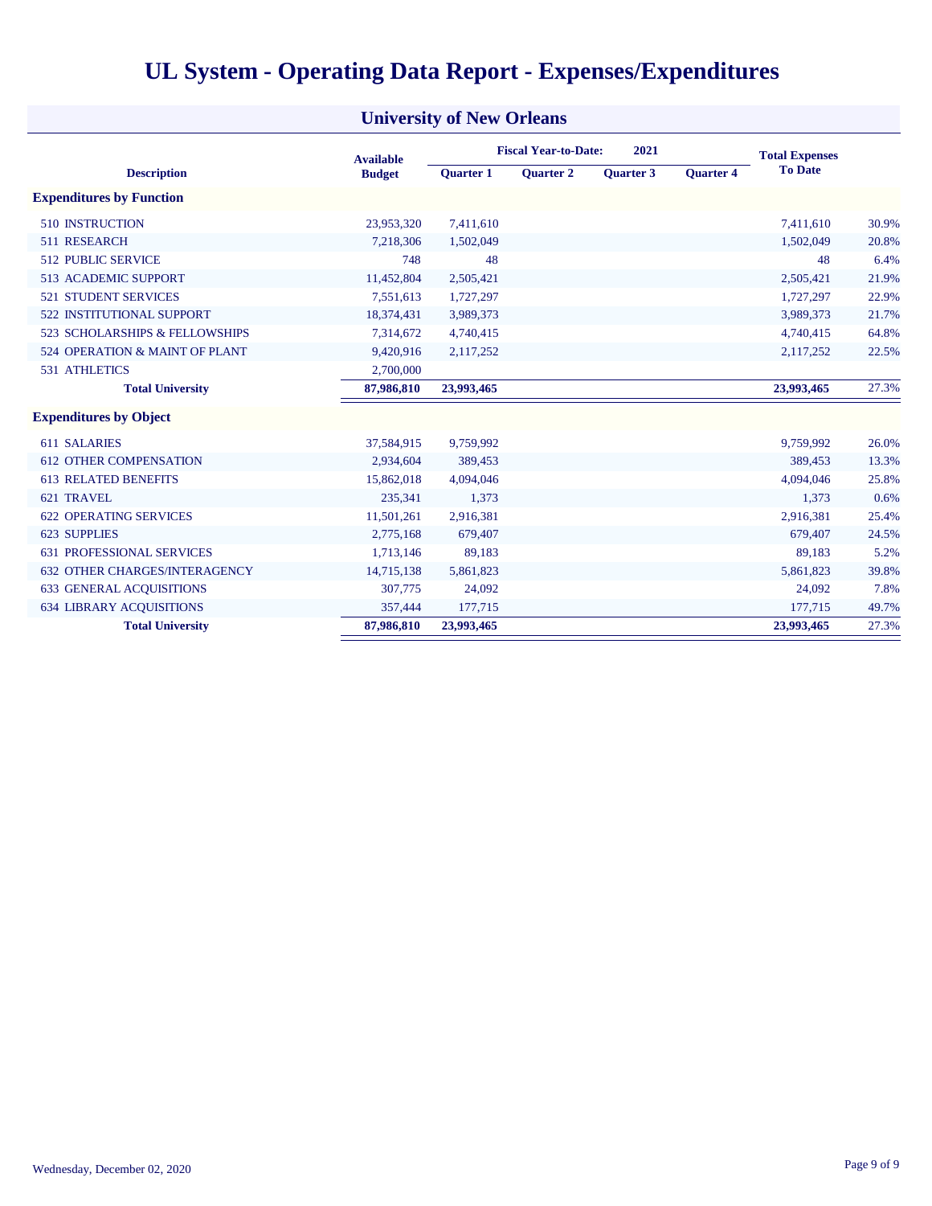# UL System - Operating Data Report - Expenses/Expenditures

## University of New Orleans

| Description | Available Budget | Fiscal Year-to-Date: 2021 Quarter 1 | Quarter 2 | Quarter 3 | Quarter 4 | Total Expenses To Date | |
|---|---|---|---|---|---|---|---|
| **Expenditures by Function** | | | | | | | |
| 510 INSTRUCTION | 23,953,320 | 7,411,610 | | | | 7,411,610 | 30.9% |
| 511 RESEARCH | 7,218,306 | 1,502,049 | | | | 1,502,049 | 20.8% |
| 512 PUBLIC SERVICE | 748 | 48 | | | | 48 | 6.4% |
| 513 ACADEMIC SUPPORT | 11,452,804 | 2,505,421 | | | | 2,505,421 | 21.9% |
| 521 STUDENT SERVICES | 7,551,613 | 1,727,297 | | | | 1,727,297 | 22.9% |
| 522 INSTITUTIONAL SUPPORT | 18,374,431 | 3,989,373 | | | | 3,989,373 | 21.7% |
| 523 SCHOLARSHIPS & FELLOWSHIPS | 7,314,672 | 4,740,415 | | | | 4,740,415 | 64.8% |
| 524 OPERATION & MAINT OF PLANT | 9,420,916 | 2,117,252 | | | | 2,117,252 | 22.5% |
| 531 ATHLETICS | 2,700,000 | | | | | | |
| **Total University** | **87,986,810** | **23,993,465** | | | | **23,993,465** | 27.3% |
| **Expenditures by Object** | | | | | | | |
| 611 SALARIES | 37,584,915 | 9,759,992 | | | | 9,759,992 | 26.0% |
| 612 OTHER COMPENSATION | 2,934,604 | 389,453 | | | | 389,453 | 13.3% |
| 613 RELATED BENEFITS | 15,862,018 | 4,094,046 | | | | 4,094,046 | 25.8% |
| 621 TRAVEL | 235,341 | 1,373 | | | | 1,373 | 0.6% |
| 622 OPERATING SERVICES | 11,501,261 | 2,916,381 | | | | 2,916,381 | 25.4% |
| 623 SUPPLIES | 2,775,168 | 679,407 | | | | 679,407 | 24.5% |
| 631 PROFESSIONAL SERVICES | 1,713,146 | 89,183 | | | | 89,183 | 5.2% |
| 632 OTHER CHARGES/INTERAGENCY | 14,715,138 | 5,861,823 | | | | 5,861,823 | 39.8% |
| 633 GENERAL ACQUISITIONS | 307,775 | 24,092 | | | | 24,092 | 7.8% |
| 634 LIBRARY ACQUISITIONS | 357,444 | 177,715 | | | | 177,715 | 49.7% |
| **Total University** | **87,986,810** | **23,993,465** | | | | **23,993,465** | 27.3% |

Wednesday, December 02, 2020